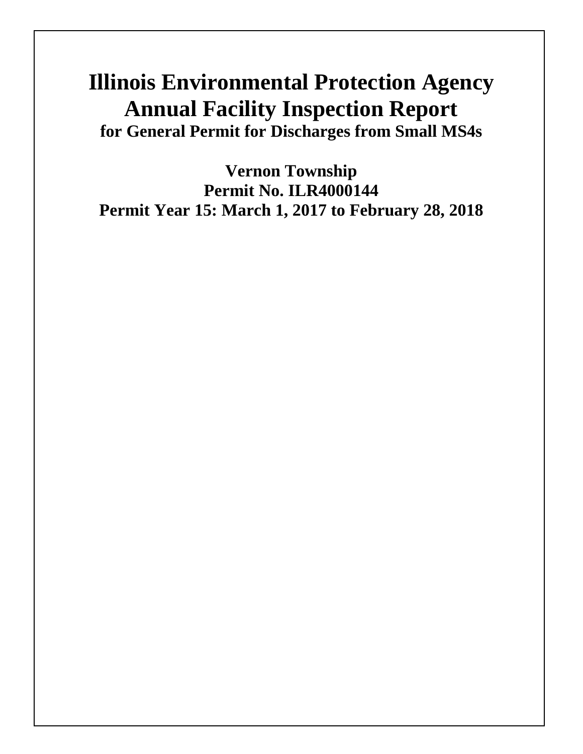# Illinois Environmental Protection Agency
# Annual Facility Inspection Report

## for General Permit for Discharges from Small MS4s

## Vernon Township
## Permit No. ILR4000144
## Permit Year 15: March 1, 2017 to February 28, 2018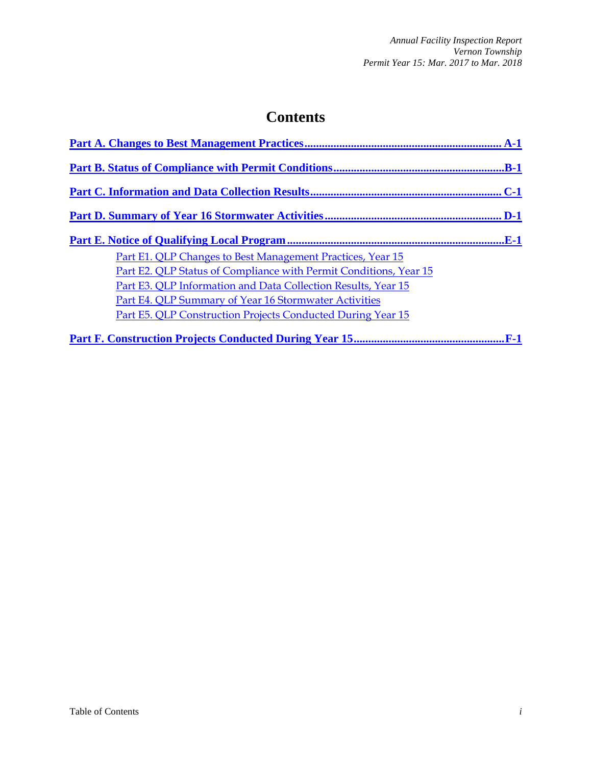# Contents

**Part A. Changes to Best Management Practices .................................................................. A-1**

**Part B. Status of Compliance with Permit Conditions .........................................................B-1**

**Part C. Information and Data Collection Results ................................................................ C-1**

**Part D. Summary of Year 16 Stormwater Activities ........................................................... D-1**

**Part E. Notice of Qualifying Local Program .........................................................................E-1**

- Part E1. QLP Changes to Best Management Practices, Year 15
- Part E2. QLP Status of Compliance with Permit Conditions, Year 15
- Part E3. QLP Information and Data Collection Results, Year 15
- Part E4. QLP Summary of Year 16 Stormwater Activities
- Part E5. QLP Construction Projects Conducted During Year 15

**Part F. Construction Projects Conducted During Year 15 ...................................................F-1**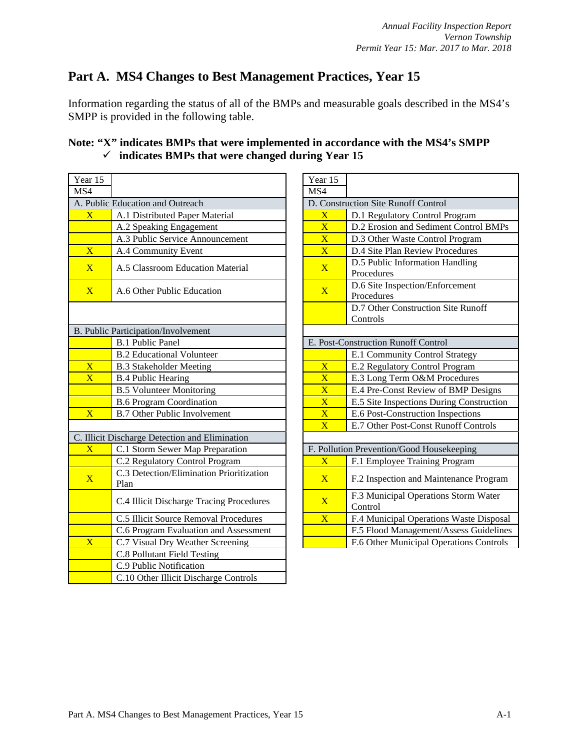# Part A. MS4 Changes to Best Management Practices, Year 15

Information regarding the status of all of the BMPs and measurable goals described in the MS4's SMPP is provided in the following table.

**Note: "X" indicates BMPs that were implemented in accordance with the MS4's SMPP**
**✓ indicates BMPs that were changed during Year 15**

| Year 15 MS4 | |
|---|---|
| **A. Public Education and Outreach** | |
| X | A.1 Distributed Paper Material |
| | A.2 Speaking Engagement |
| | A.3 Public Service Announcement |
| X | A.4 Community Event |
| X | A.5 Classroom Education Material |
| X | A.6 Other Public Education |
| **B. Public Participation/Involvement** | |
| | B.1 Public Panel |
| | B.2 Educational Volunteer |
| X | B.3 Stakeholder Meeting |
| X | B.4 Public Hearing |
| | B.5 Volunteer Monitoring |
| | B.6 Program Coordination |
| X | B.7 Other Public Involvement |
| **C. Illicit Discharge Detection and Elimination** | |
| X | C.1 Storm Sewer Map Preparation |
| | C.2 Regulatory Control Program |
| X | C.3 Detection/Elimination Prioritization Plan |
| | C.4 Illicit Discharge Tracing Procedures |
| | C.5 Illicit Source Removal Procedures |
| | C.6 Program Evaluation and Assessment |
| X | C.7 Visual Dry Weather Screening |
| | C.8 Pollutant Field Testing |
| | C.9 Public Notification |
| | C.10 Other Illicit Discharge Controls |

| Year 15 MS4 | |
|---|---|
| **D. Construction Site Runoff Control** | |
| X | D.1 Regulatory Control Program |
| X | D.2 Erosion and Sediment Control BMPs |
| X | D.3 Other Waste Control Program |
| X | D.4 Site Plan Review Procedures |
| X | D.5 Public Information Handling Procedures |
| X | D.6 Site Inspection/Enforcement Procedures |
| | D.7 Other Construction Site Runoff Controls |
| **E. Post-Construction Runoff Control** | |
| | E.1 Community Control Strategy |
| X | E.2 Regulatory Control Program |
| X | E.3 Long Term O&M Procedures |
| X | E.4 Pre-Const Review of BMP Designs |
| X | E.5 Site Inspections During Construction |
| X | E.6 Post-Construction Inspections |
| X | E.7 Other Post-Const Runoff Controls |
| **F. Pollution Prevention/Good Housekeeping** | |
| X | F.1 Employee Training Program |
| X | F.2 Inspection and Maintenance Program |
| X | F.3 Municipal Operations Storm Water Control |
| X | F.4 Municipal Operations Waste Disposal |
| | F.5 Flood Management/Assess Guidelines |
| | F.6 Other Municipal Operations Controls |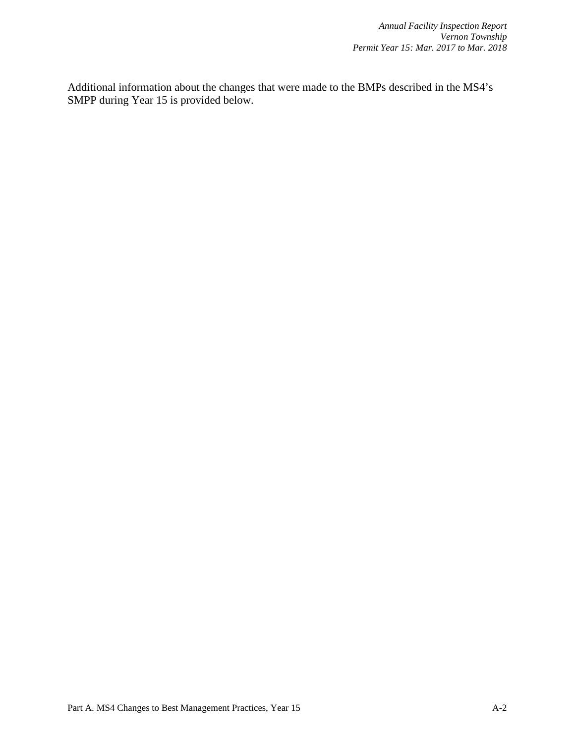Additional information about the changes that were made to the BMPs described in the MS4's SMPP during Year 15 is provided below.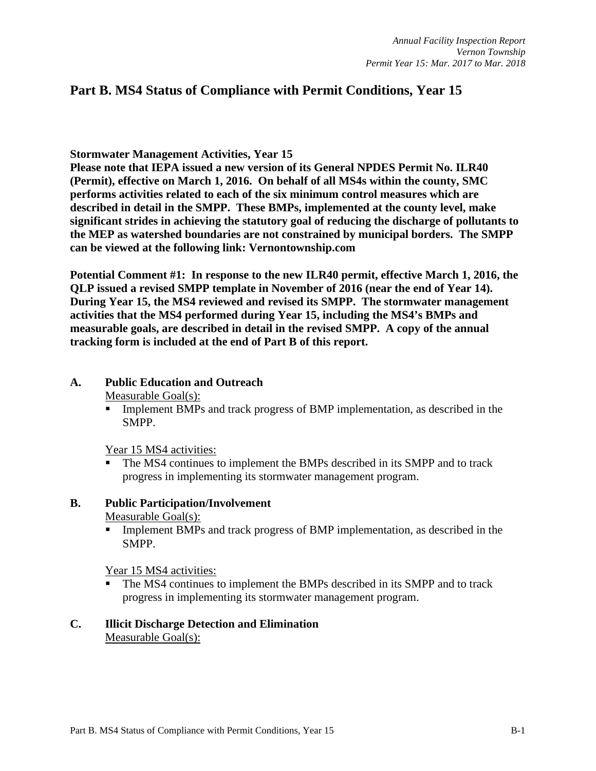## Part B. MS4 Status of Compliance with Permit Conditions, Year 15

**Stormwater Management Activities, Year 15**
**Please note that IEPA issued a new version of its General NPDES Permit No. ILR40 (Permit), effective on March 1, 2016. On behalf of all MS4s within the county, SMC performs activities related to each of the six minimum control measures which are described in detail in the SMPP. These BMPs, implemented at the county level, make significant strides in achieving the statutory goal of reducing the discharge of pollutants to the MEP as watershed boundaries are not constrained by municipal borders. The SMPP can be viewed at the following link: Vernontownship.com**

**Potential Comment #1: In response to the new ILR40 permit, effective March 1, 2016, the QLP issued a revised SMPP template in November of 2016 (near the end of Year 14). During Year 15, the MS4 reviewed and revised its SMPP. The stormwater management activities that the MS4 performed during Year 15, including the MS4's BMPs and measurable goals, are described in detail in the revised SMPP. A copy of the annual tracking form is included at the end of Part B of this report.**

### A. Public Education and Outreach

Measurable Goal(s):

- Implement BMPs and track progress of BMP implementation, as described in the SMPP.

Year 15 MS4 activities:

- The MS4 continues to implement the BMPs described in its SMPP and to track progress in implementing its stormwater management program.

### B. Public Participation/Involvement

Measurable Goal(s):

- Implement BMPs and track progress of BMP implementation, as described in the SMPP.

Year 15 MS4 activities:

- The MS4 continues to implement the BMPs described in its SMPP and to track progress in implementing its stormwater management program.

### C. Illicit Discharge Detection and Elimination

Measurable Goal(s):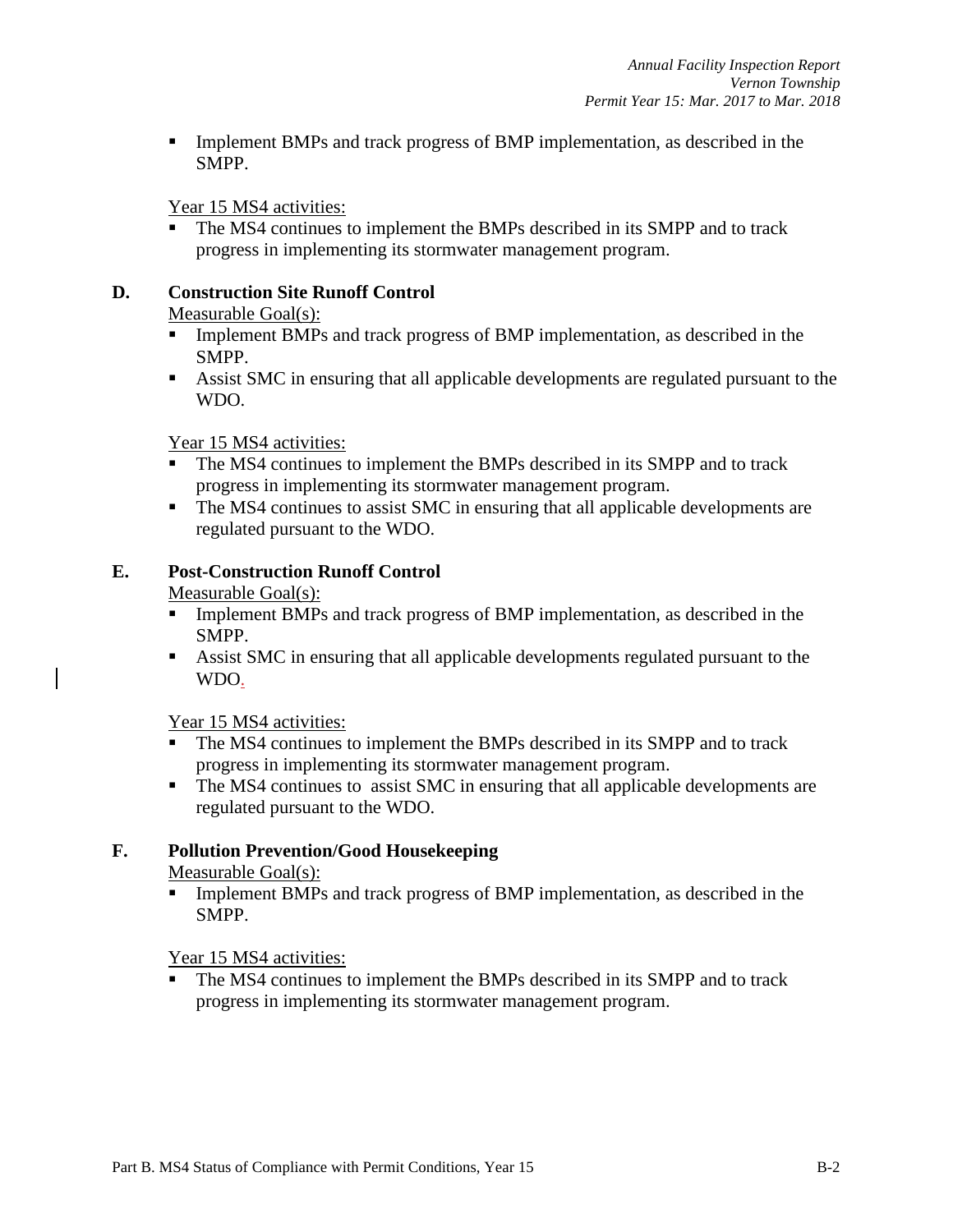- Implement BMPs and track progress of BMP implementation, as described in the SMPP.

Year 15 MS4 activities:

- The MS4 continues to implement the BMPs described in its SMPP and to track progress in implementing its stormwater management program.

**D. Construction Site Runoff Control**

Measurable Goal(s):

- Implement BMPs and track progress of BMP implementation, as described in the SMPP.
- Assist SMC in ensuring that all applicable developments are regulated pursuant to the WDO.

Year 15 MS4 activities:

- The MS4 continues to implement the BMPs described in its SMPP and to track progress in implementing its stormwater management program.
- The MS4 continues to assist SMC in ensuring that all applicable developments are regulated pursuant to the WDO.

**E. Post-Construction Runoff Control**

Measurable Goal(s):

- Implement BMPs and track progress of BMP implementation, as described in the SMPP.
- Assist SMC in ensuring that all applicable developments regulated pursuant to the WDO.

Year 15 MS4 activities:

- The MS4 continues to implement the BMPs described in its SMPP and to track progress in implementing its stormwater management program.
- The MS4 continues to assist SMC in ensuring that all applicable developments are regulated pursuant to the WDO.

**F. Pollution Prevention/Good Housekeeping**

Measurable Goal(s):

- Implement BMPs and track progress of BMP implementation, as described in the SMPP.

Year 15 MS4 activities:

- The MS4 continues to implement the BMPs described in its SMPP and to track progress in implementing its stormwater management program.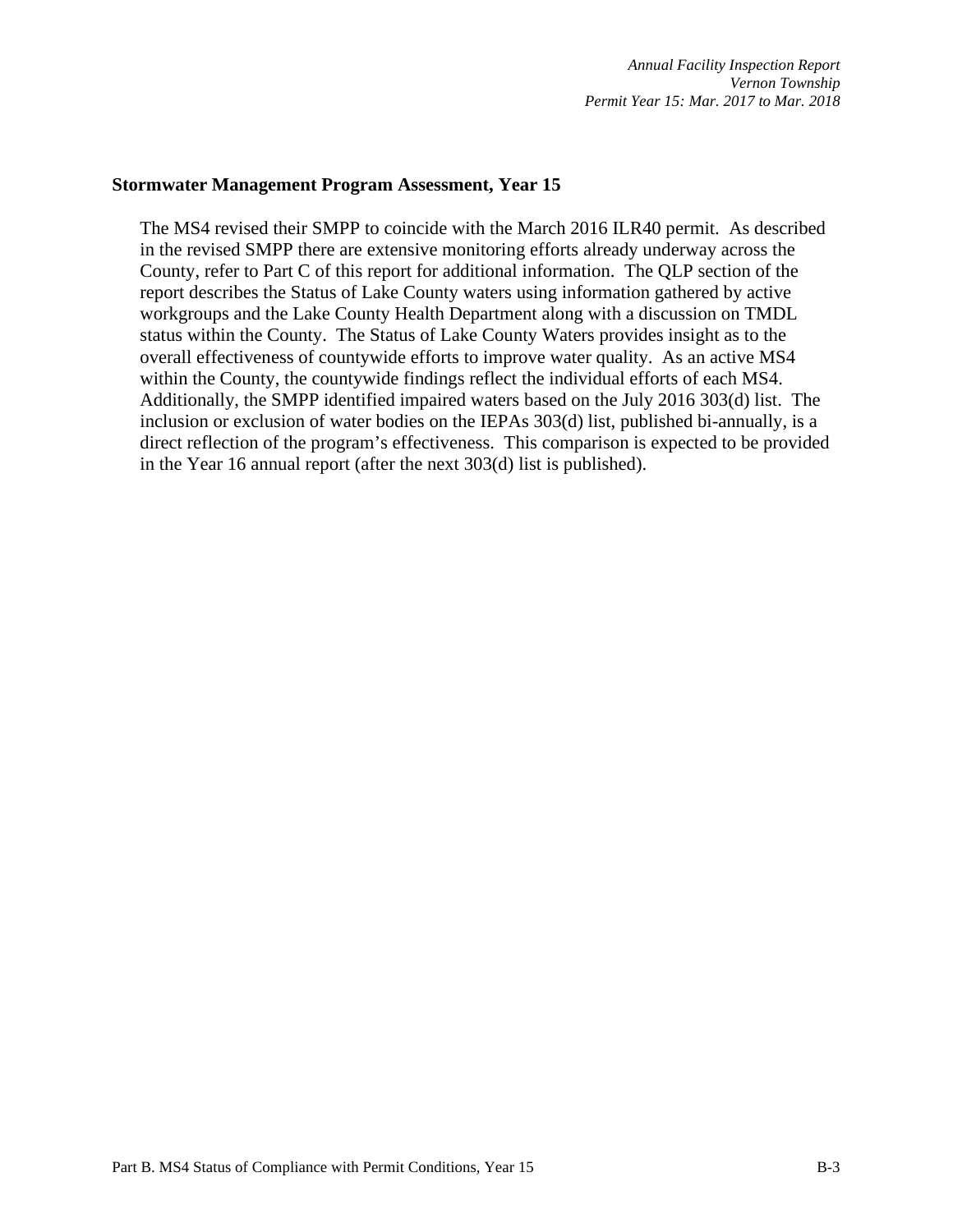**Stormwater Management Program Assessment, Year 15**

The MS4 revised their SMPP to coincide with the March 2016 ILR40 permit. As described in the revised SMPP there are extensive monitoring efforts already underway across the County, refer to Part C of this report for additional information. The QLP section of the report describes the Status of Lake County waters using information gathered by active workgroups and the Lake County Health Department along with a discussion on TMDL status within the County. The Status of Lake County Waters provides insight as to the overall effectiveness of countywide efforts to improve water quality. As an active MS4 within the County, the countywide findings reflect the individual efforts of each MS4. Additionally, the SMPP identified impaired waters based on the July 2016 303(d) list. The inclusion or exclusion of water bodies on the IEPAs 303(d) list, published bi-annually, is a direct reflection of the program's effectiveness. This comparison is expected to be provided in the Year 16 annual report (after the next 303(d) list is published).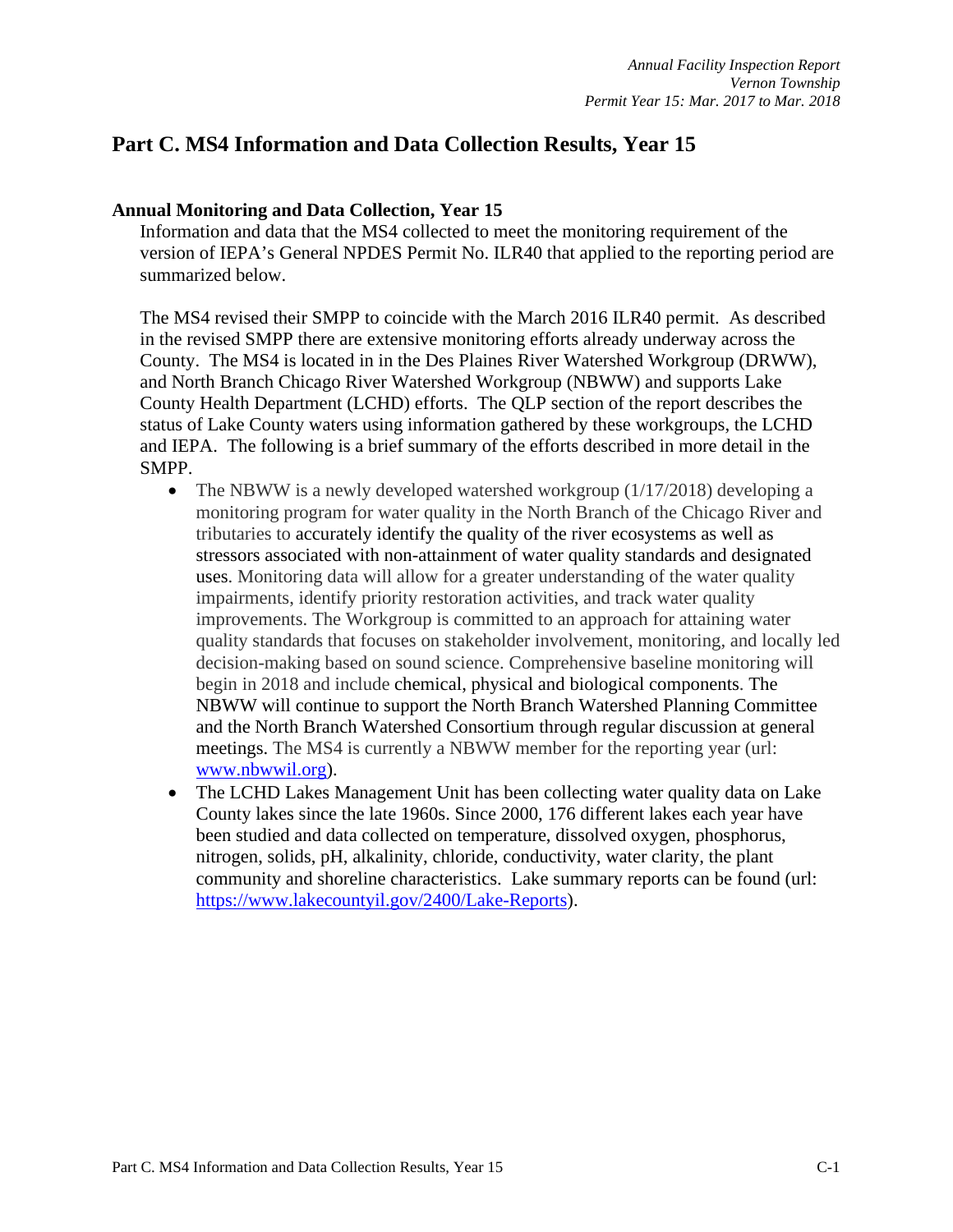## Part C. MS4 Information and Data Collection Results, Year 15

### Annual Monitoring and Data Collection, Year 15

Information and data that the MS4 collected to meet the monitoring requirement of the version of IEPA's General NPDES Permit No. ILR40 that applied to the reporting period are summarized below.

The MS4 revised their SMPP to coincide with the March 2016 ILR40 permit. As described in the revised SMPP there are extensive monitoring efforts already underway across the County. The MS4 is located in in the Des Plaines River Watershed Workgroup (DRWW), and North Branch Chicago River Watershed Workgroup (NBWW) and supports Lake County Health Department (LCHD) efforts. The QLP section of the report describes the status of Lake County waters using information gathered by these workgroups, the LCHD and IEPA. The following is a brief summary of the efforts described in more detail in the SMPP.

- The NBWW is a newly developed watershed workgroup (1/17/2018) developing a monitoring program for water quality in the North Branch of the Chicago River and tributaries to accurately identify the quality of the river ecosystems as well as stressors associated with non-attainment of water quality standards and designated uses. Monitoring data will allow for a greater understanding of the water quality impairments, identify priority restoration activities, and track water quality improvements. The Workgroup is committed to an approach for attaining water quality standards that focuses on stakeholder involvement, monitoring, and locally led decision-making based on sound science. Comprehensive baseline monitoring will begin in 2018 and include chemical, physical and biological components. The NBWW will continue to support the North Branch Watershed Planning Committee and the North Branch Watershed Consortium through regular discussion at general meetings. The MS4 is currently a NBWW member for the reporting year (url: www.nbwwil.org).
- The LCHD Lakes Management Unit has been collecting water quality data on Lake County lakes since the late 1960s. Since 2000, 176 different lakes each year have been studied and data collected on temperature, dissolved oxygen, phosphorus, nitrogen, solids, pH, alkalinity, chloride, conductivity, water clarity, the plant community and shoreline characteristics. Lake summary reports can be found (url: https://www.lakecountyil.gov/2400/Lake-Reports).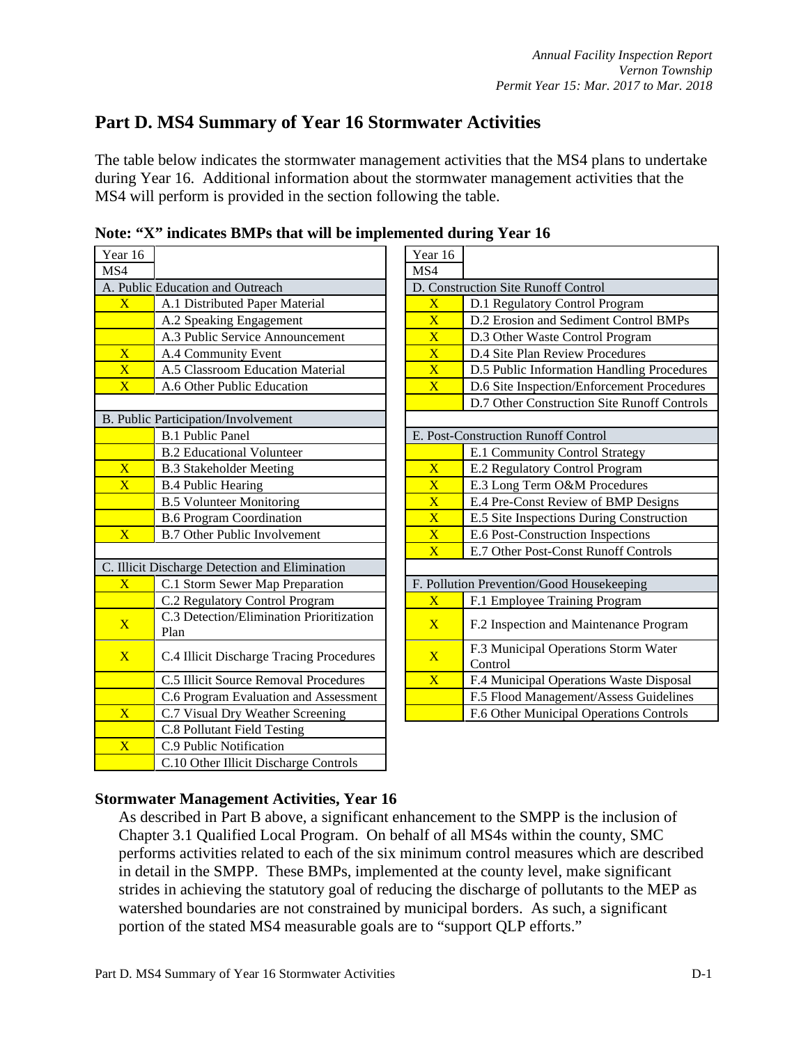## Part D. MS4 Summary of Year 16 Stormwater Activities

The table below indicates the stormwater management activities that the MS4 plans to undertake during Year 16. Additional information about the stormwater management activities that the MS4 will perform is provided in the section following the table.

**Note: "X" indicates BMPs that will be implemented during Year 16**

| Year 16 MS4 | |
|---|---|
| **A. Public Education and Outreach** | |
| X | A.1 Distributed Paper Material |
| | A.2 Speaking Engagement |
| | A.3 Public Service Announcement |
| X | A.4 Community Event |
| X | A.5 Classroom Education Material |
| X | A.6 Other Public Education |
| **B. Public Participation/Involvement** | |
| | B.1 Public Panel |
| | B.2 Educational Volunteer |
| X | B.3 Stakeholder Meeting |
| X | B.4 Public Hearing |
| | B.5 Volunteer Monitoring |
| | B.6 Program Coordination |
| X | B.7 Other Public Involvement |
| **C. Illicit Discharge Detection and Elimination** | |
| X | C.1 Storm Sewer Map Preparation |
| | C.2 Regulatory Control Program |
| X | C.3 Detection/Elimination Prioritization Plan |
| X | C.4 Illicit Discharge Tracing Procedures |
| | C.5 Illicit Source Removal Procedures |
| | C.6 Program Evaluation and Assessment |
| X | C.7 Visual Dry Weather Screening |
| | C.8 Pollutant Field Testing |
| X | C.9 Public Notification |
| | C.10 Other Illicit Discharge Controls |

| Year 16 MS4 | |
|---|---|
| **D. Construction Site Runoff Control** | |
| X | D.1 Regulatory Control Program |
| X | D.2 Erosion and Sediment Control BMPs |
| X | D.3 Other Waste Control Program |
| X | D.4 Site Plan Review Procedures |
| X | D.5 Public Information Handling Procedures |
| X | D.6 Site Inspection/Enforcement Procedures |
| | D.7 Other Construction Site Runoff Controls |
| **E. Post-Construction Runoff Control** | |
| | E.1 Community Control Strategy |
| X | E.2 Regulatory Control Program |
| X | E.3 Long Term O&M Procedures |
| X | E.4 Pre-Const Review of BMP Designs |
| X | E.5 Site Inspections During Construction |
| X | E.6 Post-Construction Inspections |
| X | E.7 Other Post-Const Runoff Controls |
| **F. Pollution Prevention/Good Housekeeping** | |
| X | F.1 Employee Training Program |
| X | F.2 Inspection and Maintenance Program |
| X | F.3 Municipal Operations Storm Water Control |
| X | F.4 Municipal Operations Waste Disposal |
| | F.5 Flood Management/Assess Guidelines |
| | F.6 Other Municipal Operations Controls |

### Stormwater Management Activities, Year 16

As described in Part B above, a significant enhancement to the SMPP is the inclusion of Chapter 3.1 Qualified Local Program. On behalf of all MS4s within the county, SMC performs activities related to each of the six minimum control measures which are described in detail in the SMPP. These BMPs, implemented at the county level, make significant strides in achieving the statutory goal of reducing the discharge of pollutants to the MEP as watershed boundaries are not constrained by municipal borders. As such, a significant portion of the stated MS4 measurable goals are to "support QLP efforts."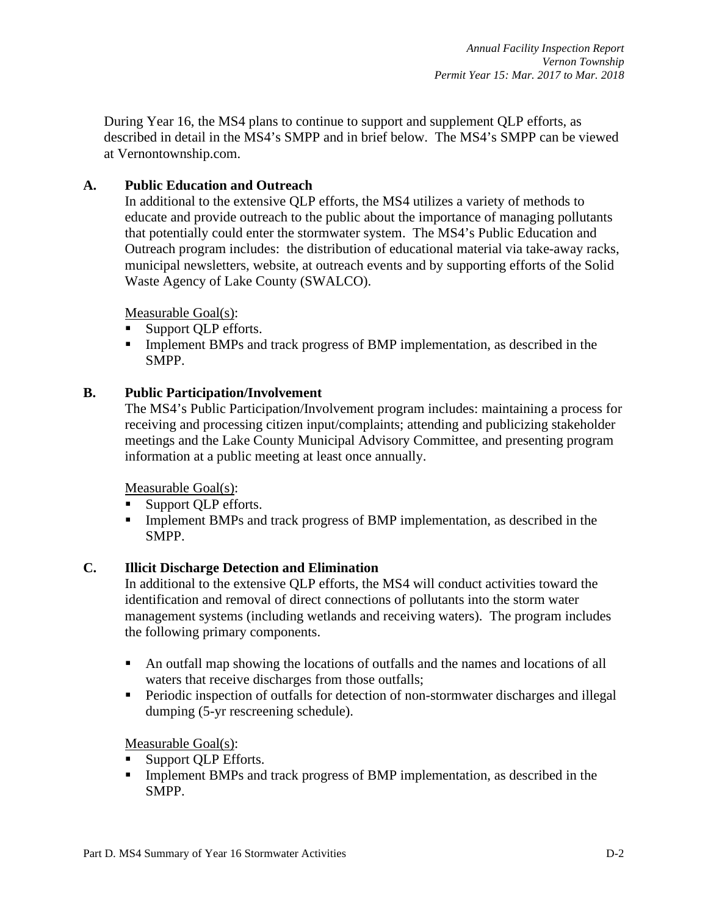During Year 16, the MS4 plans to continue to support and supplement QLP efforts, as described in detail in the MS4's SMPP and in brief below. The MS4's SMPP can be viewed at Vernontownship.com.

## A. Public Education and Outreach

In additional to the extensive QLP efforts, the MS4 utilizes a variety of methods to educate and provide outreach to the public about the importance of managing pollutants that potentially could enter the stormwater system. The MS4's Public Education and Outreach program includes: the distribution of educational material via take-away racks, municipal newsletters, website, at outreach events and by supporting efforts of the Solid Waste Agency of Lake County (SWALCO).

Measurable Goal(s):

- Support QLP efforts.
- Implement BMPs and track progress of BMP implementation, as described in the SMPP.

## B. Public Participation/Involvement

The MS4's Public Participation/Involvement program includes: maintaining a process for receiving and processing citizen input/complaints; attending and publicizing stakeholder meetings and the Lake County Municipal Advisory Committee, and presenting program information at a public meeting at least once annually.

Measurable Goal(s):

- Support QLP efforts.
- Implement BMPs and track progress of BMP implementation, as described in the SMPP.

## C. Illicit Discharge Detection and Elimination

In additional to the extensive QLP efforts, the MS4 will conduct activities toward the identification and removal of direct connections of pollutants into the storm water management systems (including wetlands and receiving waters). The program includes the following primary components.

- An outfall map showing the locations of outfalls and the names and locations of all waters that receive discharges from those outfalls;
- Periodic inspection of outfalls for detection of non-stormwater discharges and illegal dumping (5-yr rescreening schedule).

Measurable Goal(s):

- Support QLP Efforts.
- Implement BMPs and track progress of BMP implementation, as described in the SMPP.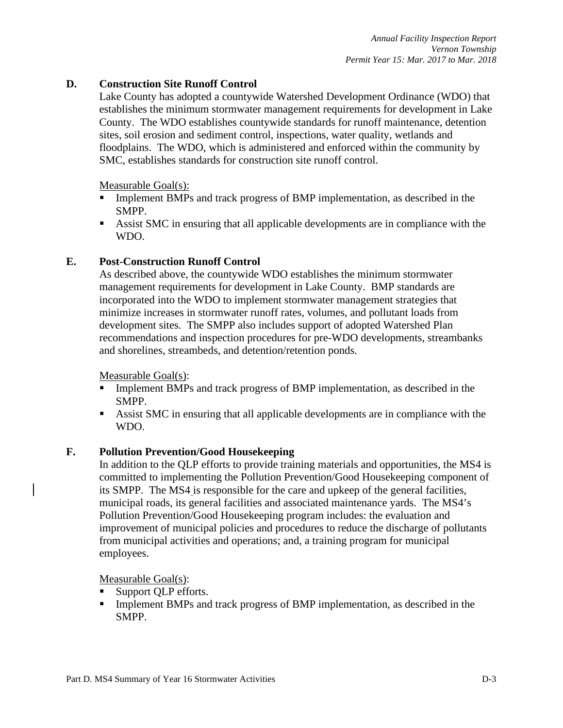### D. Construction Site Runoff Control

Lake County has adopted a countywide Watershed Development Ordinance (WDO) that establishes the minimum stormwater management requirements for development in Lake County. The WDO establishes countywide standards for runoff maintenance, detention sites, soil erosion and sediment control, inspections, water quality, wetlands and floodplains. The WDO, which is administered and enforced within the community by SMC, establishes standards for construction site runoff control.

Measurable Goal(s):

- Implement BMPs and track progress of BMP implementation, as described in the SMPP.
- Assist SMC in ensuring that all applicable developments are in compliance with the WDO.

### E. Post-Construction Runoff Control

As described above, the countywide WDO establishes the minimum stormwater management requirements for development in Lake County. BMP standards are incorporated into the WDO to implement stormwater management strategies that minimize increases in stormwater runoff rates, volumes, and pollutant loads from development sites. The SMPP also includes support of adopted Watershed Plan recommendations and inspection procedures for pre-WDO developments, streambanks and shorelines, streambeds, and detention/retention ponds.

Measurable Goal(s):

- Implement BMPs and track progress of BMP implementation, as described in the SMPP.
- Assist SMC in ensuring that all applicable developments are in compliance with the WDO.

### F. Pollution Prevention/Good Housekeeping

In addition to the QLP efforts to provide training materials and opportunities, the MS4 is committed to implementing the Pollution Prevention/Good Housekeeping component of its SMPP. The MS4 is responsible for the care and upkeep of the general facilities, municipal roads, its general facilities and associated maintenance yards. The MS4's Pollution Prevention/Good Housekeeping program includes: the evaluation and improvement of municipal policies and procedures to reduce the discharge of pollutants from municipal activities and operations; and, a training program for municipal employees.

Measurable Goal(s):

- Support QLP efforts.
- Implement BMPs and track progress of BMP implementation, as described in the SMPP.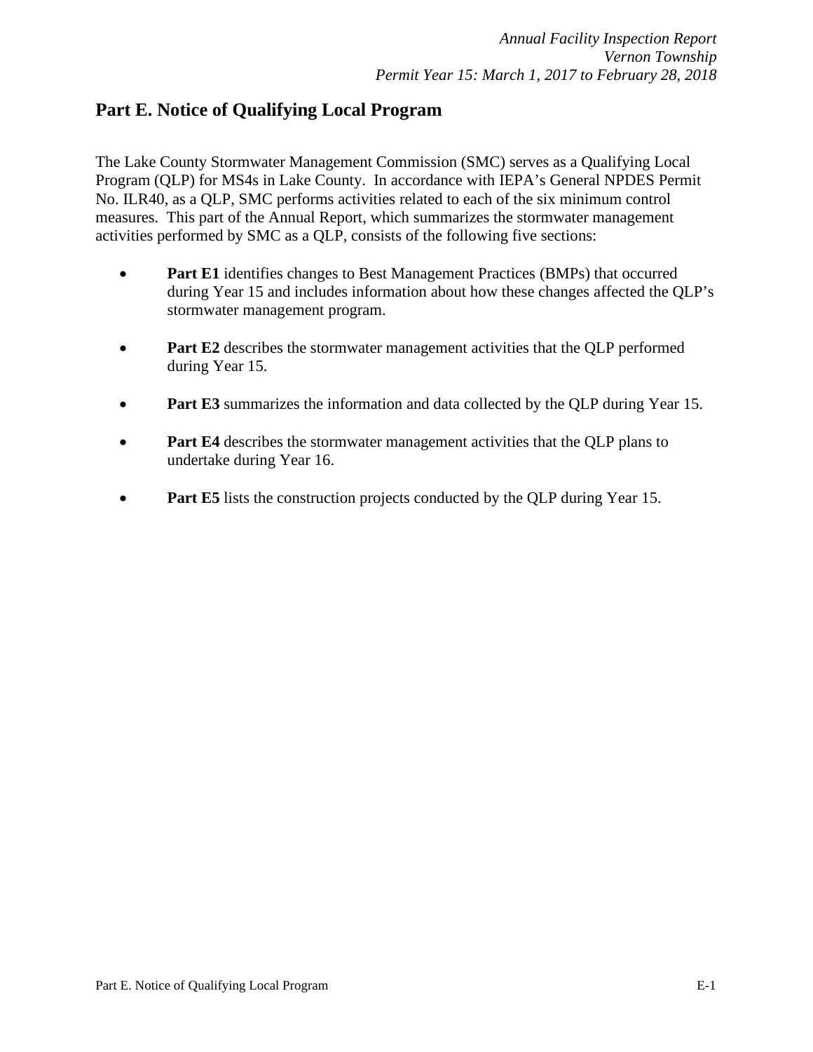# Part E. Notice of Qualifying Local Program

The Lake County Stormwater Management Commission (SMC) serves as a Qualifying Local Program (QLP) for MS4s in Lake County. In accordance with IEPA's General NPDES Permit No. ILR40, as a QLP, SMC performs activities related to each of the six minimum control measures. This part of the Annual Report, which summarizes the stormwater management activities performed by SMC as a QLP, consists of the following five sections:

- **Part E1** identifies changes to Best Management Practices (BMPs) that occurred during Year 15 and includes information about how these changes affected the QLP's stormwater management program.
- **Part E2** describes the stormwater management activities that the QLP performed during Year 15.
- **Part E3** summarizes the information and data collected by the QLP during Year 15.
- **Part E4** describes the stormwater management activities that the QLP plans to undertake during Year 16.
- **Part E5** lists the construction projects conducted by the QLP during Year 15.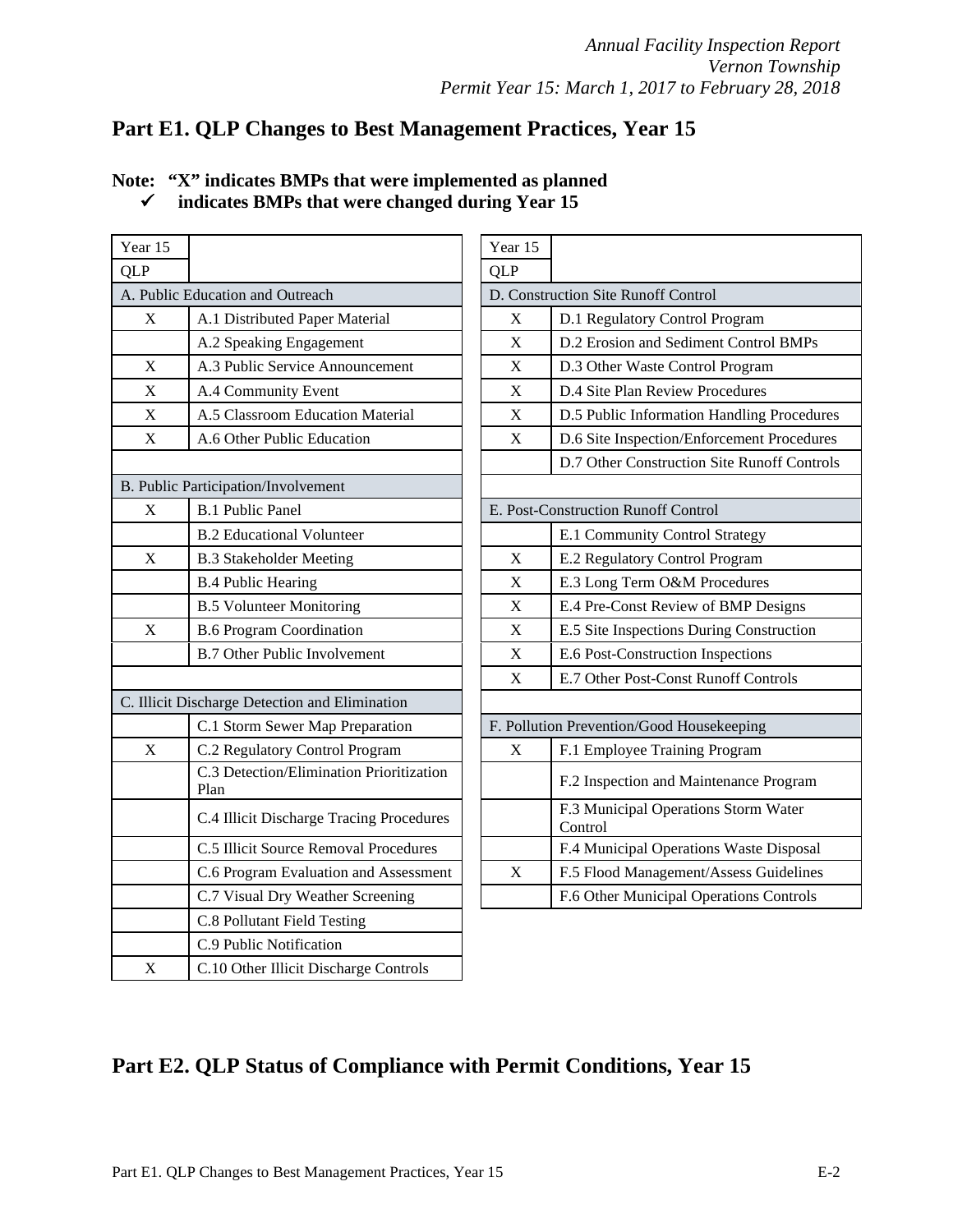## Part E1. QLP Changes to Best Management Practices, Year 15

**Note: "X" indicates BMPs that were implemented as planned**
**✓ indicates BMPs that were changed during Year 15**

| Year 15 QLP | |
|---|---|
| **A. Public Education and Outreach** | |
| X | A.1 Distributed Paper Material |
| | A.2 Speaking Engagement |
| X | A.3 Public Service Announcement |
| X | A.4 Community Event |
| X | A.5 Classroom Education Material |
| X | A.6 Other Public Education |
| **B. Public Participation/Involvement** | |
| X | B.1 Public Panel |
| | B.2 Educational Volunteer |
| X | B.3 Stakeholder Meeting |
| | B.4 Public Hearing |
| | B.5 Volunteer Monitoring |
| X | B.6 Program Coordination |
| | B.7 Other Public Involvement |
| **C. Illicit Discharge Detection and Elimination** | |
| | C.1 Storm Sewer Map Preparation |
| X | C.2 Regulatory Control Program |
| | C.3 Detection/Elimination Prioritization Plan |
| | C.4 Illicit Discharge Tracing Procedures |
| | C.5 Illicit Source Removal Procedures |
| | C.6 Program Evaluation and Assessment |
| | C.7 Visual Dry Weather Screening |
| | C.8 Pollutant Field Testing |
| | C.9 Public Notification |
| X | C.10 Other Illicit Discharge Controls |

| Year 15 QLP | |
|---|---|
| **D. Construction Site Runoff Control** | |
| X | D.1 Regulatory Control Program |
| X | D.2 Erosion and Sediment Control BMPs |
| X | D.3 Other Waste Control Program |
| X | D.4 Site Plan Review Procedures |
| X | D.5 Public Information Handling Procedures |
| X | D.6 Site Inspection/Enforcement Procedures |
| | D.7 Other Construction Site Runoff Controls |
| **E. Post-Construction Runoff Control** | |
| | E.1 Community Control Strategy |
| X | E.2 Regulatory Control Program |
| X | E.3 Long Term O&M Procedures |
| X | E.4 Pre-Const Review of BMP Designs |
| X | E.5 Site Inspections During Construction |
| X | E.6 Post-Construction Inspections |
| X | E.7 Other Post-Const Runoff Controls |
| **F. Pollution Prevention/Good Housekeeping** | |
| X | F.1 Employee Training Program |
| | F.2 Inspection and Maintenance Program |
| | F.3 Municipal Operations Storm Water Control |
| | F.4 Municipal Operations Waste Disposal |
| X | F.5 Flood Management/Assess Guidelines |
| | F.6 Other Municipal Operations Controls |

## Part E2. QLP Status of Compliance with Permit Conditions, Year 15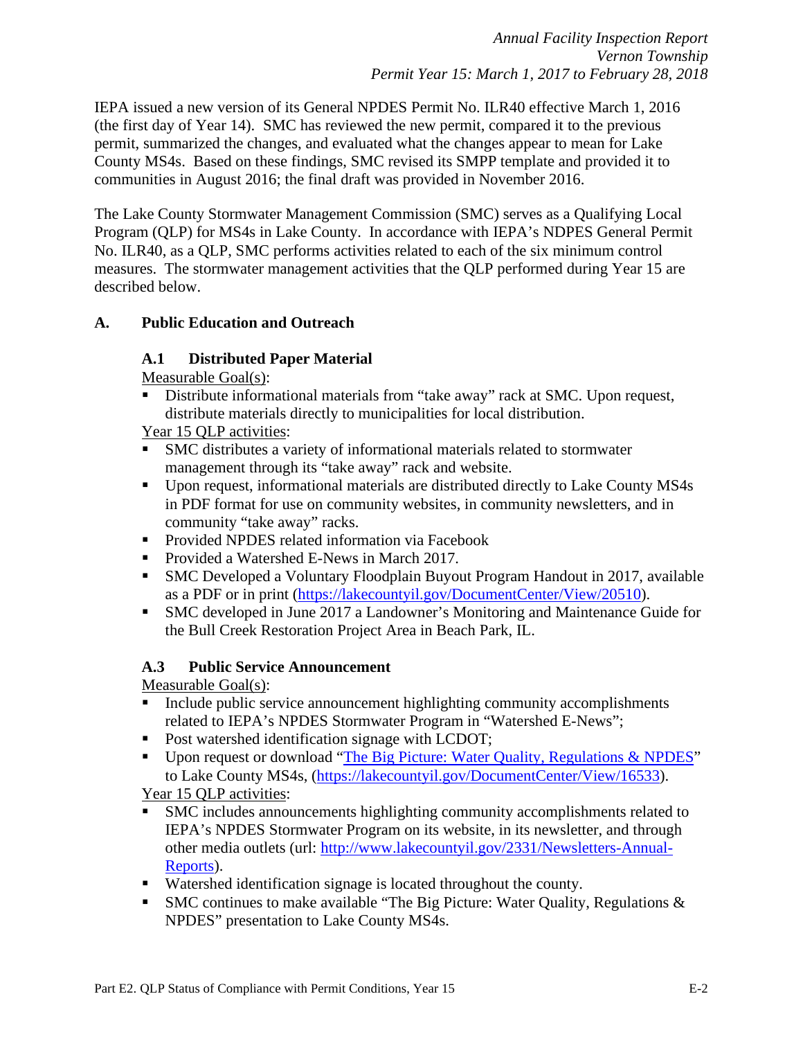IEPA issued a new version of its General NPDES Permit No. ILR40 effective March 1, 2016 (the first day of Year 14). SMC has reviewed the new permit, compared it to the previous permit, summarized the changes, and evaluated what the changes appear to mean for Lake County MS4s. Based on these findings, SMC revised its SMPP template and provided it to communities in August 2016; the final draft was provided in November 2016.

The Lake County Stormwater Management Commission (SMC) serves as a Qualifying Local Program (QLP) for MS4s in Lake County. In accordance with IEPA's NDPES General Permit No. ILR40, as a QLP, SMC performs activities related to each of the six minimum control measures. The stormwater management activities that the QLP performed during Year 15 are described below.

## A. Public Education and Outreach

### A.1 Distributed Paper Material

Measurable Goal(s):

- Distribute informational materials from "take away" rack at SMC. Upon request, distribute materials directly to municipalities for local distribution.

Year 15 QLP activities:

- SMC distributes a variety of informational materials related to stormwater management through its "take away" rack and website.
- Upon request, informational materials are distributed directly to Lake County MS4s in PDF format for use on community websites, in community newsletters, and in community "take away" racks.
- Provided NPDES related information via Facebook
- Provided a Watershed E-News in March 2017.
- SMC Developed a Voluntary Floodplain Buyout Program Handout in 2017, available as a PDF or in print (https://lakecountyil.gov/DocumentCenter/View/20510).
- SMC developed in June 2017 a Landowner's Monitoring and Maintenance Guide for the Bull Creek Restoration Project Area in Beach Park, IL.

### A.3 Public Service Announcement

Measurable Goal(s):

- Include public service announcement highlighting community accomplishments related to IEPA's NPDES Stormwater Program in "Watershed E-News";
- Post watershed identification signage with LCDOT;
- Upon request or download "The Big Picture: Water Quality, Regulations & NPDES" to Lake County MS4s, (https://lakecountyil.gov/DocumentCenter/View/16533).

Year 15 QLP activities:

- SMC includes announcements highlighting community accomplishments related to IEPA's NPDES Stormwater Program on its website, in its newsletter, and through other media outlets (url: http://www.lakecountyil.gov/2331/Newsletters-Annual-Reports).
- Watershed identification signage is located throughout the county.
- SMC continues to make available "The Big Picture: Water Quality, Regulations & NPDES" presentation to Lake County MS4s.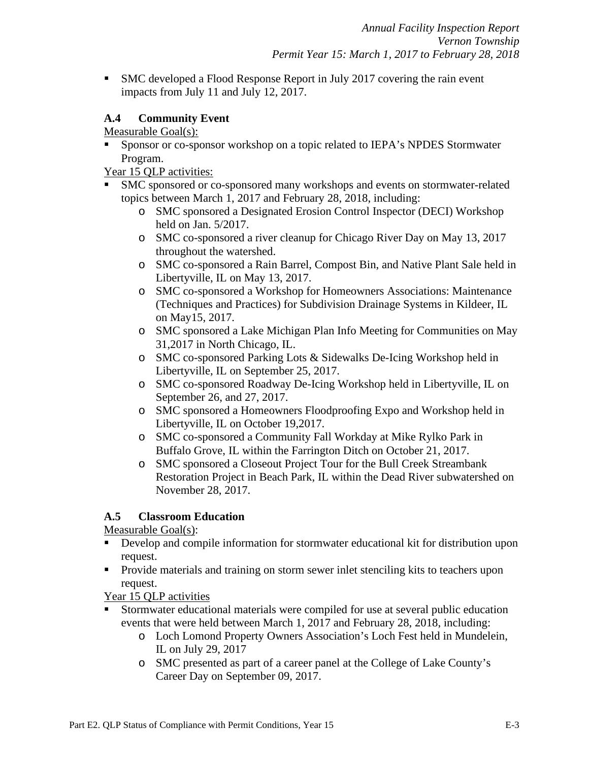- SMC developed a Flood Response Report in July 2017 covering the rain event impacts from July 11 and July 12, 2017.

### A.4 Community Event

Measurable Goal(s):

- Sponsor or co-sponsor workshop on a topic related to IEPA's NPDES Stormwater Program.

Year 15 QLP activities:

- SMC sponsored or co-sponsored many workshops and events on stormwater-related topics between March 1, 2017 and February 28, 2018, including:
  - SMC sponsored a Designated Erosion Control Inspector (DECI) Workshop held on Jan. 5/2017.
  - SMC co-sponsored a river cleanup for Chicago River Day on May 13, 2017 throughout the watershed.
  - SMC co-sponsored a Rain Barrel, Compost Bin, and Native Plant Sale held in Libertyville, IL on May 13, 2017.
  - SMC co-sponsored a Workshop for Homeowners Associations: Maintenance (Techniques and Practices) for Subdivision Drainage Systems in Kildeer, IL on May15, 2017.
  - SMC sponsored a Lake Michigan Plan Info Meeting for Communities on May 31,2017 in North Chicago, IL.
  - SMC co-sponsored Parking Lots & Sidewalks De-Icing Workshop held in Libertyville, IL on September 25, 2017.
  - SMC co-sponsored Roadway De-Icing Workshop held in Libertyville, IL on September 26, and 27, 2017.
  - SMC sponsored a Homeowners Floodproofing Expo and Workshop held in Libertyville, IL on October 19,2017.
  - SMC co-sponsored a Community Fall Workday at Mike Rylko Park in Buffalo Grove, IL within the Farrington Ditch on October 21, 2017.
  - SMC sponsored a Closeout Project Tour for the Bull Creek Streambank Restoration Project in Beach Park, IL within the Dead River subwatershed on November 28, 2017.

### A.5 Classroom Education

Measurable Goal(s):

- Develop and compile information for stormwater educational kit for distribution upon request.
- Provide materials and training on storm sewer inlet stenciling kits to teachers upon request.

Year 15 QLP activities

- Stormwater educational materials were compiled for use at several public education events that were held between March 1, 2017 and February 28, 2018, including:
  - Loch Lomond Property Owners Association's Loch Fest held in Mundelein, IL on July 29, 2017
  - SMC presented as part of a career panel at the College of Lake County's Career Day on September 09, 2017.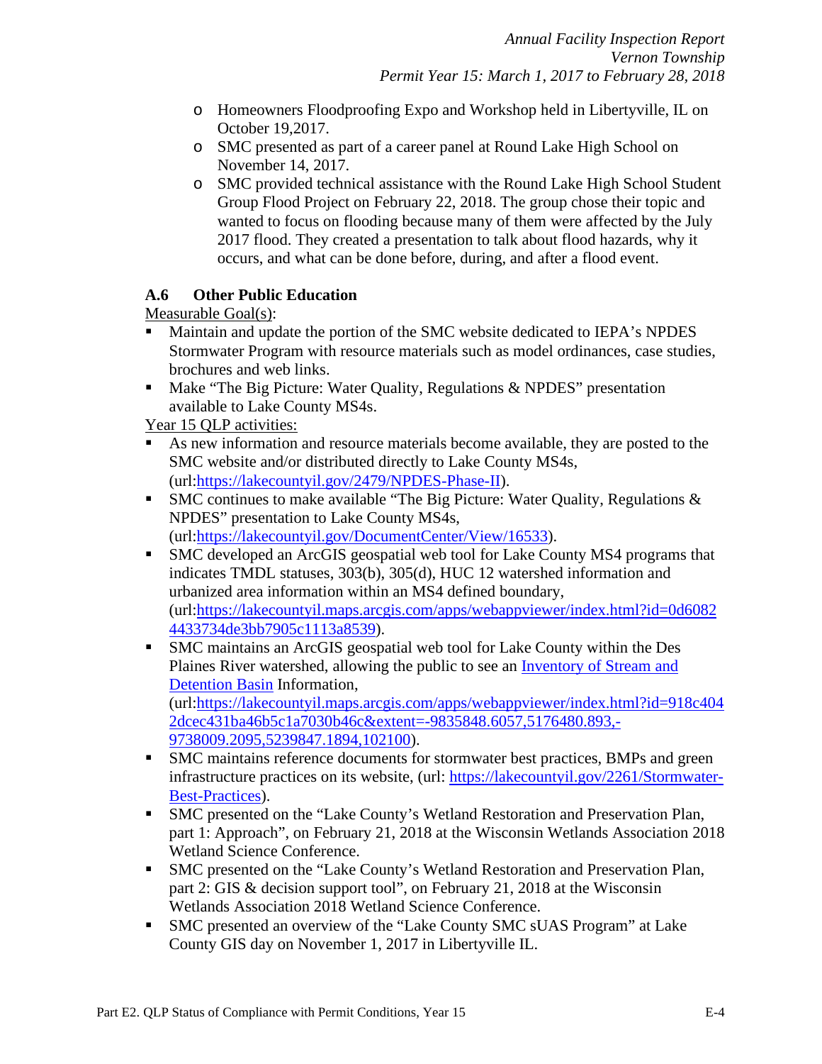- Homeowners Floodproofing Expo and Workshop held in Libertyville, IL on October 19,2017.
- SMC presented as part of a career panel at Round Lake High School on November 14, 2017.
- SMC provided technical assistance with the Round Lake High School Student Group Flood Project on February 22, 2018. The group chose their topic and wanted to focus on flooding because many of them were affected by the July 2017 flood. They created a presentation to talk about flood hazards, why it occurs, and what can be done before, during, and after a flood event.

### A.6 Other Public Education

Measurable Goal(s):

- Maintain and update the portion of the SMC website dedicated to IEPA's NPDES Stormwater Program with resource materials such as model ordinances, case studies, brochures and web links.
- Make "The Big Picture: Water Quality, Regulations & NPDES" presentation available to Lake County MS4s.

Year 15 QLP activities:

- As new information and resource materials become available, they are posted to the SMC website and/or distributed directly to Lake County MS4s, (url:https://lakecountyil.gov/2479/NPDES-Phase-II).
- SMC continues to make available "The Big Picture: Water Quality, Regulations & NPDES" presentation to Lake County MS4s, (url:https://lakecountyil.gov/DocumentCenter/View/16533).
- SMC developed an ArcGIS geospatial web tool for Lake County MS4 programs that indicates TMDL statuses, 303(b), 305(d), HUC 12 watershed information and urbanized area information within an MS4 defined boundary, (url:https://lakecountyil.maps.arcgis.com/apps/webappviewer/index.html?id=0d60824433734de3bb7905c1113a8539).
- SMC maintains an ArcGIS geospatial web tool for Lake County within the Des Plaines River watershed, allowing the public to see an Inventory of Stream and Detention Basin Information, (url:https://lakecountyil.maps.arcgis.com/apps/webappviewer/index.html?id=918c4042dcec431ba46b5c1a7030b46c&extent=-9835848.6057,5176480.893,-9738009.2095,5239847.1894,102100).
- SMC maintains reference documents for stormwater best practices, BMPs and green infrastructure practices on its website, (url: https://lakecountyil.gov/2261/Stormwater-Best-Practices).
- SMC presented on the "Lake County's Wetland Restoration and Preservation Plan, part 1: Approach", on February 21, 2018 at the Wisconsin Wetlands Association 2018 Wetland Science Conference.
- SMC presented on the "Lake County's Wetland Restoration and Preservation Plan, part 2: GIS & decision support tool", on February 21, 2018 at the Wisconsin Wetlands Association 2018 Wetland Science Conference.
- SMC presented an overview of the "Lake County SMC sUAS Program" at Lake County GIS day on November 1, 2017 in Libertyville IL.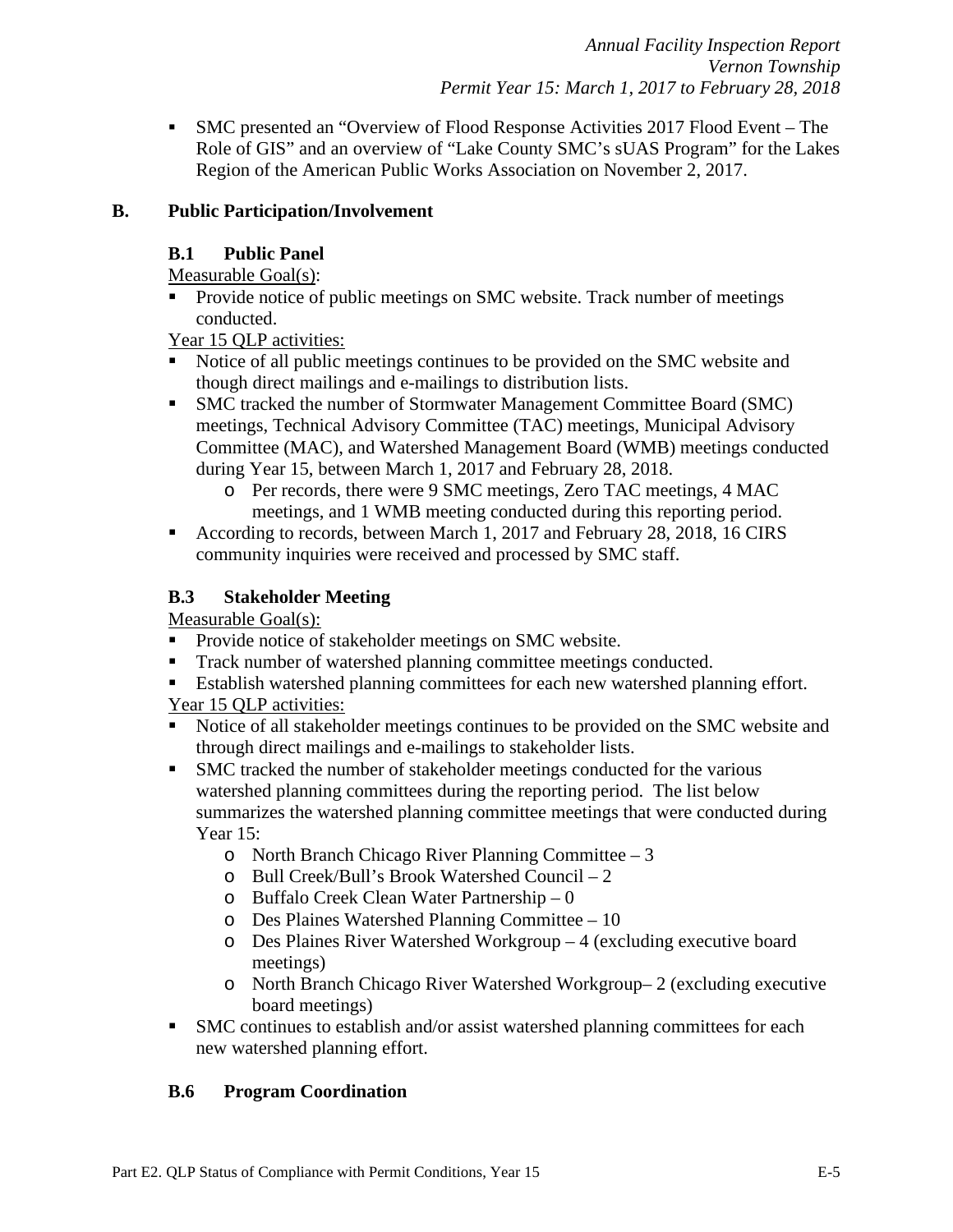- SMC presented an "Overview of Flood Response Activities 2017 Flood Event – The Role of GIS" and an overview of "Lake County SMC's sUAS Program" for the Lakes Region of the American Public Works Association on November 2, 2017.

## B. Public Participation/Involvement

### B.1 Public Panel

Measurable Goal(s):

- Provide notice of public meetings on SMC website. Track number of meetings conducted.

Year 15 QLP activities:

- Notice of all public meetings continues to be provided on the SMC website and though direct mailings and e-mailings to distribution lists.
- SMC tracked the number of Stormwater Management Committee Board (SMC) meetings, Technical Advisory Committee (TAC) meetings, Municipal Advisory Committee (MAC), and Watershed Management Board (WMB) meetings conducted during Year 15, between March 1, 2017 and February 28, 2018.
  - Per records, there were 9 SMC meetings, Zero TAC meetings, 4 MAC meetings, and 1 WMB meeting conducted during this reporting period.
- According to records, between March 1, 2017 and February 28, 2018, 16 CIRS community inquiries were received and processed by SMC staff.

### B.3 Stakeholder Meeting

Measurable Goal(s):

- Provide notice of stakeholder meetings on SMC website.
- Track number of watershed planning committee meetings conducted.
- Establish watershed planning committees for each new watershed planning effort.

Year 15 QLP activities:

- Notice of all stakeholder meetings continues to be provided on the SMC website and through direct mailings and e-mailings to stakeholder lists.
- SMC tracked the number of stakeholder meetings conducted for the various watershed planning committees during the reporting period. The list below summarizes the watershed planning committee meetings that were conducted during Year 15:
  - North Branch Chicago River Planning Committee – 3
  - Bull Creek/Bull's Brook Watershed Council – 2
  - Buffalo Creek Clean Water Partnership – 0
  - Des Plaines Watershed Planning Committee – 10
  - Des Plaines River Watershed Workgroup – 4 (excluding executive board meetings)
  - North Branch Chicago River Watershed Workgroup– 2 (excluding executive board meetings)
- SMC continues to establish and/or assist watershed planning committees for each new watershed planning effort.

### B.6 Program Coordination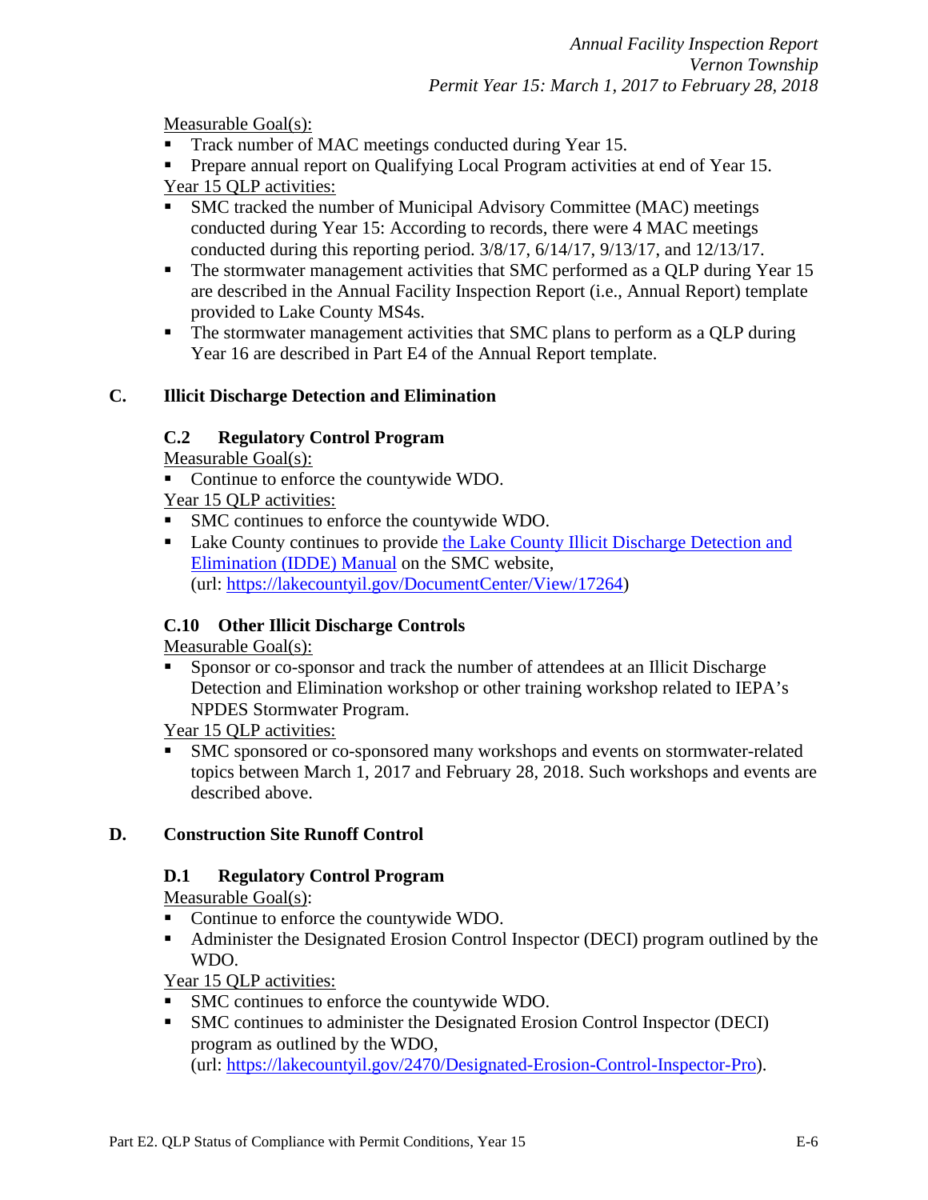Measurable Goal(s):

- Track number of MAC meetings conducted during Year 15.
- Prepare annual report on Qualifying Local Program activities at end of Year 15.

Year 15 QLP activities:

- SMC tracked the number of Municipal Advisory Committee (MAC) meetings conducted during Year 15: According to records, there were 4 MAC meetings conducted during this reporting period. 3/8/17, 6/14/17, 9/13/17, and 12/13/17.
- The stormwater management activities that SMC performed as a QLP during Year 15 are described in the Annual Facility Inspection Report (i.e., Annual Report) template provided to Lake County MS4s.
- The stormwater management activities that SMC plans to perform as a QLP during Year 16 are described in Part E4 of the Annual Report template.

## C. Illicit Discharge Detection and Elimination

### C.2 Regulatory Control Program

Measurable Goal(s):

- Continue to enforce the countywide WDO.

Year 15 QLP activities:

- SMC continues to enforce the countywide WDO.
- Lake County continues to provide the Lake County Illicit Discharge Detection and Elimination (IDDE) Manual on the SMC website, (url: https://lakecountyil.gov/DocumentCenter/View/17264)

### C.10 Other Illicit Discharge Controls

Measurable Goal(s):

- Sponsor or co-sponsor and track the number of attendees at an Illicit Discharge Detection and Elimination workshop or other training workshop related to IEPA's NPDES Stormwater Program.

Year 15 QLP activities:

- SMC sponsored or co-sponsored many workshops and events on stormwater-related topics between March 1, 2017 and February 28, 2018. Such workshops and events are described above.

## D. Construction Site Runoff Control

### D.1 Regulatory Control Program

Measurable Goal(s):

- Continue to enforce the countywide WDO.
- Administer the Designated Erosion Control Inspector (DECI) program outlined by the WDO.

Year 15 QLP activities:

- SMC continues to enforce the countywide WDO.
- SMC continues to administer the Designated Erosion Control Inspector (DECI) program as outlined by the WDO, (url: https://lakecountyil.gov/2470/Designated-Erosion-Control-Inspector-Pro).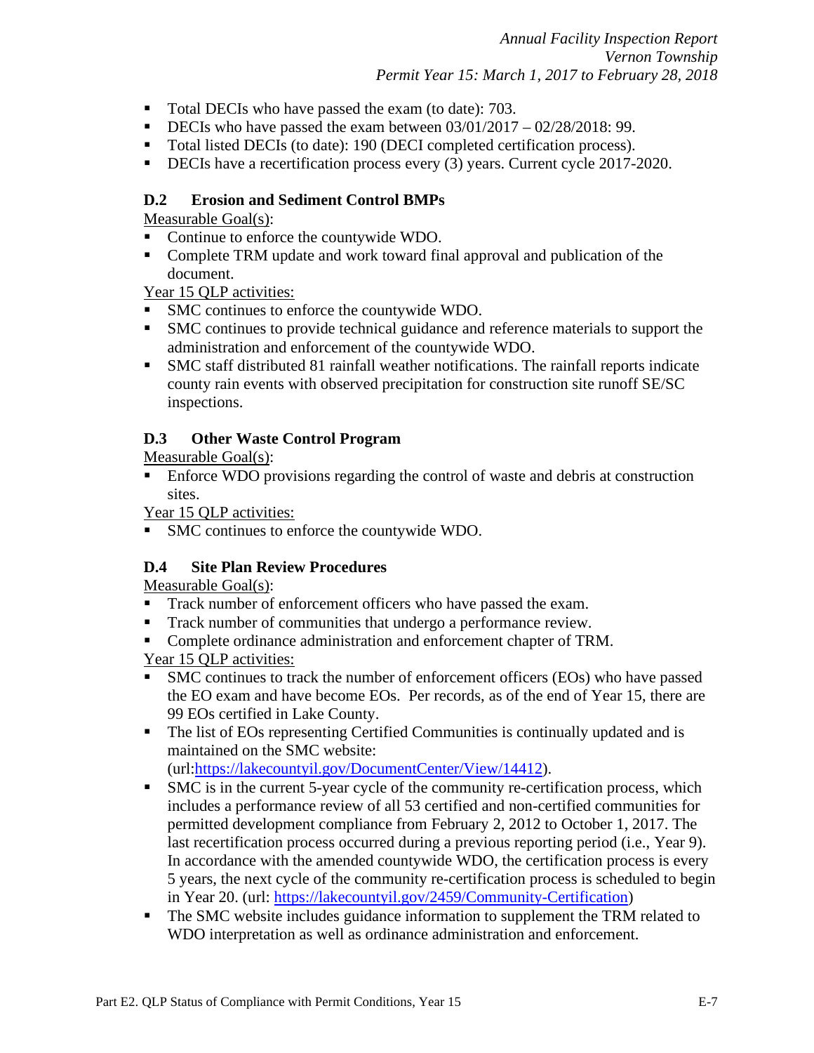- Total DECIs who have passed the exam (to date): 703.
- DECIs who have passed the exam between 03/01/2017 – 02/28/2018: 99.
- Total listed DECIs (to date): 190 (DECI completed certification process).
- DECIs have a recertification process every (3) years. Current cycle 2017-2020.

### D.2 Erosion and Sediment Control BMPs

Measurable Goal(s):

- Continue to enforce the countywide WDO.
- Complete TRM update and work toward final approval and publication of the document.

Year 15 QLP activities:

- SMC continues to enforce the countywide WDO.
- SMC continues to provide technical guidance and reference materials to support the administration and enforcement of the countywide WDO.
- SMC staff distributed 81 rainfall weather notifications. The rainfall reports indicate county rain events with observed precipitation for construction site runoff SE/SC inspections.

### D.3 Other Waste Control Program

Measurable Goal(s):

- Enforce WDO provisions regarding the control of waste and debris at construction sites.

Year 15 QLP activities:

- SMC continues to enforce the countywide WDO.

### D.4 Site Plan Review Procedures

Measurable Goal(s):

- Track number of enforcement officers who have passed the exam.
- Track number of communities that undergo a performance review.
- Complete ordinance administration and enforcement chapter of TRM.

Year 15 QLP activities:

- SMC continues to track the number of enforcement officers (EOs) who have passed the EO exam and have become EOs. Per records, as of the end of Year 15, there are 99 EOs certified in Lake County.
- The list of EOs representing Certified Communities is continually updated and is maintained on the SMC website: (url:https://lakecountyil.gov/DocumentCenter/View/14412).
- SMC is in the current 5-year cycle of the community re-certification process, which includes a performance review of all 53 certified and non-certified communities for permitted development compliance from February 2, 2012 to October 1, 2017. The last recertification process occurred during a previous reporting period (i.e., Year 9). In accordance with the amended countywide WDO, the certification process is every 5 years, the next cycle of the community re-certification process is scheduled to begin in Year 20. (url: https://lakecountyil.gov/2459/Community-Certification)
- The SMC website includes guidance information to supplement the TRM related to WDO interpretation as well as ordinance administration and enforcement.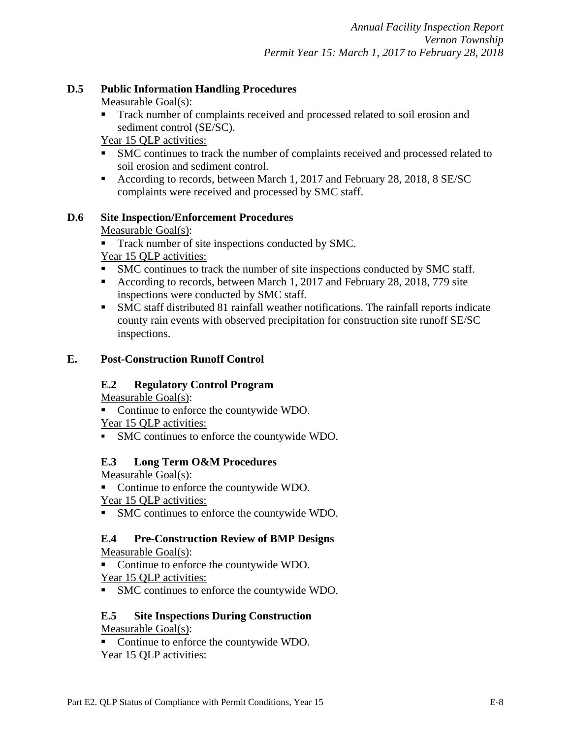### D.5 Public Information Handling Procedures

Measurable Goal(s):

- Track number of complaints received and processed related to soil erosion and sediment control (SE/SC).

Year 15 QLP activities:

- SMC continues to track the number of complaints received and processed related to soil erosion and sediment control.
- According to records, between March 1, 2017 and February 28, 2018, 8 SE/SC complaints were received and processed by SMC staff.

### D.6 Site Inspection/Enforcement Procedures

Measurable Goal(s):

- Track number of site inspections conducted by SMC.

Year 15 QLP activities:

- SMC continues to track the number of site inspections conducted by SMC staff.
- According to records, between March 1, 2017 and February 28, 2018, 779 site inspections were conducted by SMC staff.
- SMC staff distributed 81 rainfall weather notifications. The rainfall reports indicate county rain events with observed precipitation for construction site runoff SE/SC inspections.

## E. Post-Construction Runoff Control

### E.2 Regulatory Control Program

Measurable Goal(s):

- Continue to enforce the countywide WDO.

Year 15 QLP activities:

- SMC continues to enforce the countywide WDO.

### E.3 Long Term O&M Procedures

Measurable Goal(s):

- Continue to enforce the countywide WDO.

Year 15 QLP activities:

- SMC continues to enforce the countywide WDO.

### E.4 Pre-Construction Review of BMP Designs

Measurable Goal(s):

- Continue to enforce the countywide WDO.

Year 15 QLP activities:

- SMC continues to enforce the countywide WDO.

### E.5 Site Inspections During Construction

Measurable Goal(s):

- Continue to enforce the countywide WDO.

Year 15 QLP activities: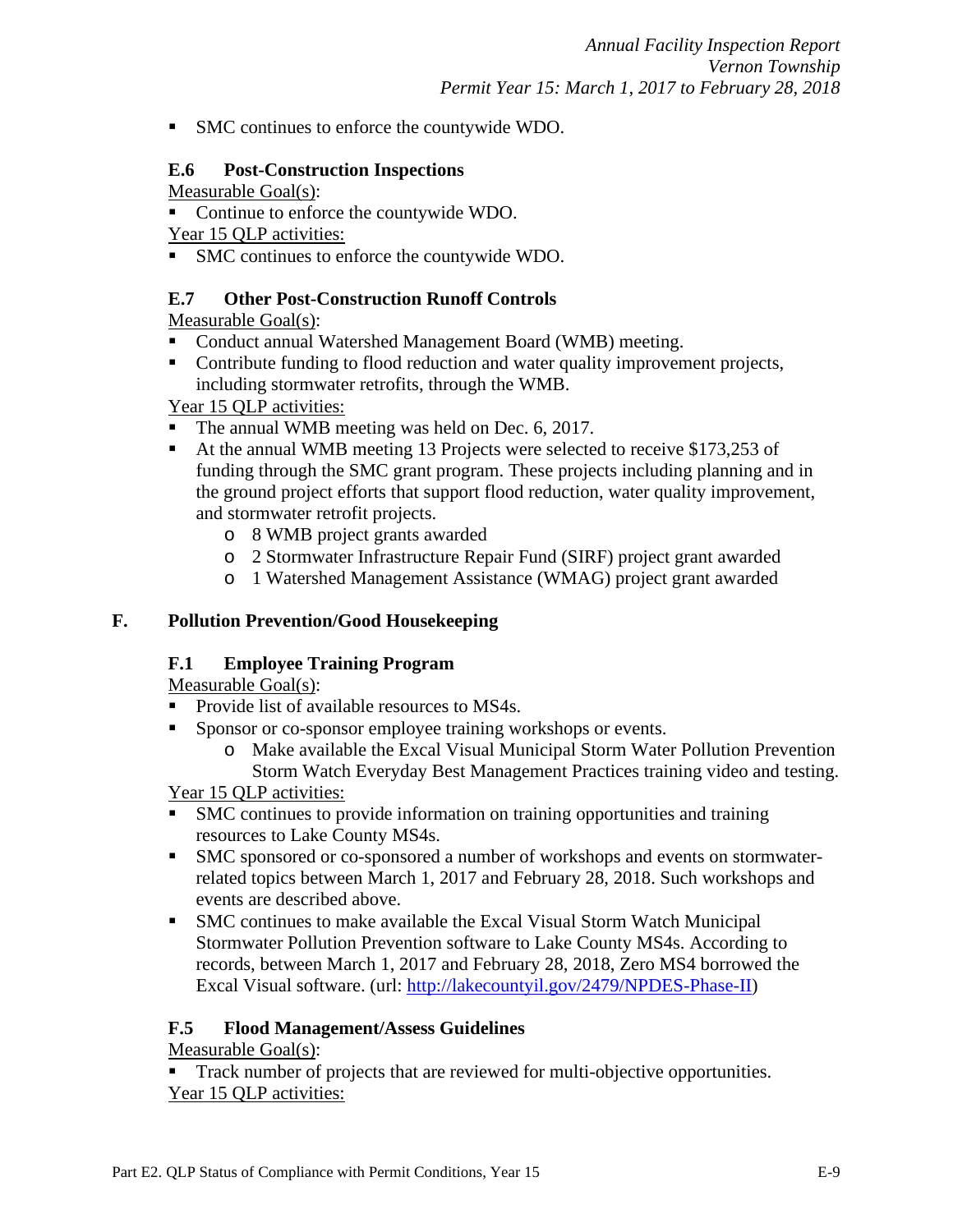- SMC continues to enforce the countywide WDO.

### E.6 Post-Construction Inspections

Measurable Goal(s):

- Continue to enforce the countywide WDO.

Year 15 QLP activities:

- SMC continues to enforce the countywide WDO.

### E.7 Other Post-Construction Runoff Controls

Measurable Goal(s):

- Conduct annual Watershed Management Board (WMB) meeting.
- Contribute funding to flood reduction and water quality improvement projects, including stormwater retrofits, through the WMB.

Year 15 QLP activities:

- The annual WMB meeting was held on Dec. 6, 2017.
- At the annual WMB meeting 13 Projects were selected to receive $173,253 of funding through the SMC grant program. These projects including planning and in the ground project efforts that support flood reduction, water quality improvement, and stormwater retrofit projects.
  - 8 WMB project grants awarded
  - 2 Stormwater Infrastructure Repair Fund (SIRF) project grant awarded
  - 1 Watershed Management Assistance (WMAG) project grant awarded

## F. Pollution Prevention/Good Housekeeping

### F.1 Employee Training Program

Measurable Goal(s):

- Provide list of available resources to MS4s.
- Sponsor or co-sponsor employee training workshops or events.
  - Make available the Excal Visual Municipal Storm Water Pollution Prevention Storm Watch Everyday Best Management Practices training video and testing.

Year 15 QLP activities:

- SMC continues to provide information on training opportunities and training resources to Lake County MS4s.
- SMC sponsored or co-sponsored a number of workshops and events on stormwater-related topics between March 1, 2017 and February 28, 2018. Such workshops and events are described above.
- SMC continues to make available the Excal Visual Storm Watch Municipal Stormwater Pollution Prevention software to Lake County MS4s. According to records, between March 1, 2017 and February 28, 2018, Zero MS4 borrowed the Excal Visual software. (url: http://lakecountyil.gov/2479/NPDES-Phase-II)

### F.5 Flood Management/Assess Guidelines

Measurable Goal(s):

- Track number of projects that are reviewed for multi-objective opportunities.

Year 15 QLP activities: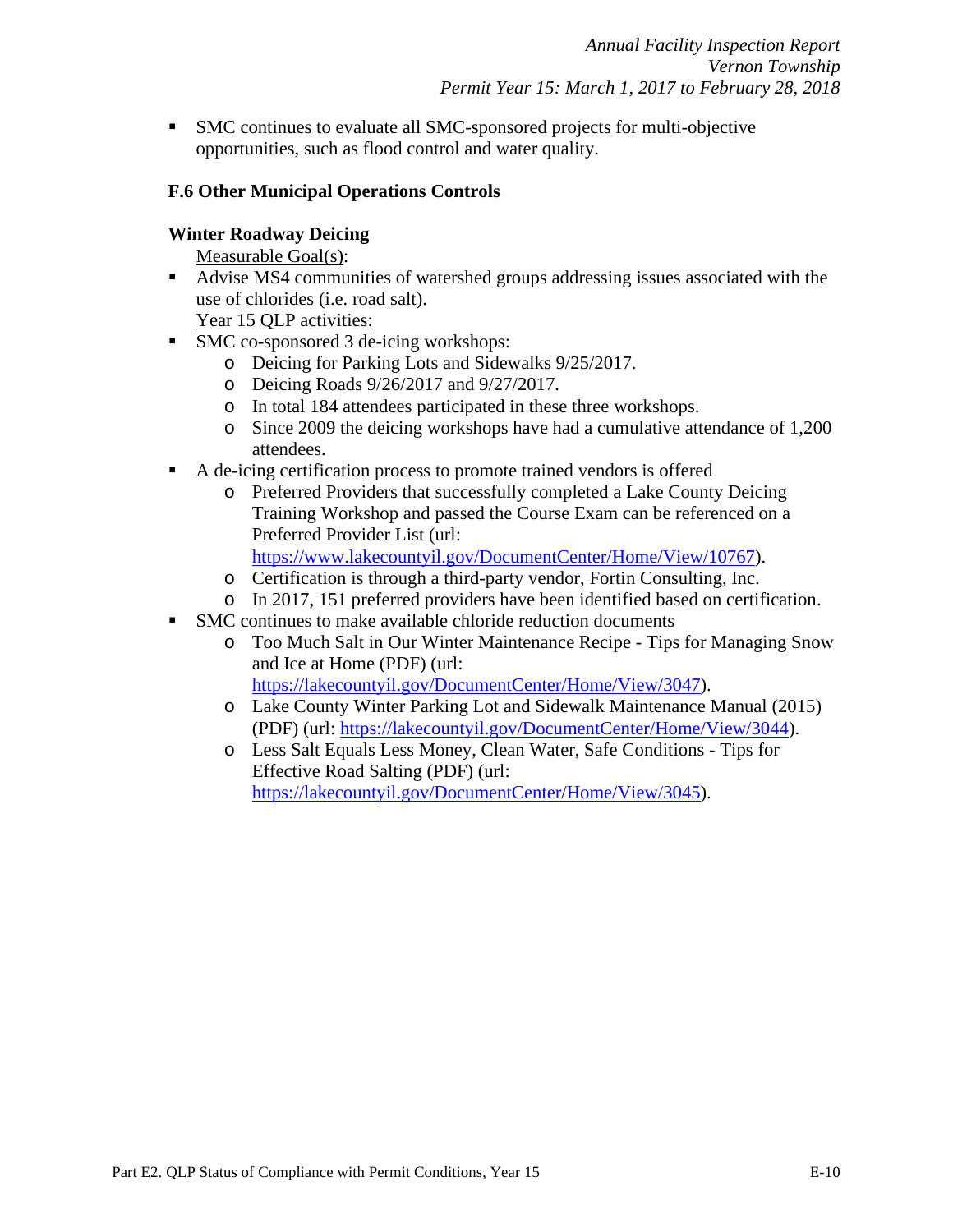- SMC continues to evaluate all SMC-sponsored projects for multi-objective opportunities, such as flood control and water quality.

### F.6 Other Municipal Operations Controls

#### Winter Roadway Deicing

Measurable Goal(s):

- Advise MS4 communities of watershed groups addressing issues associated with the use of chlorides (i.e. road salt).

Year 15 QLP activities:

- SMC co-sponsored 3 de-icing workshops:
  - Deicing for Parking Lots and Sidewalks 9/25/2017.
  - Deicing Roads 9/26/2017 and 9/27/2017.
  - In total 184 attendees participated in these three workshops.
  - Since 2009 the deicing workshops have had a cumulative attendance of 1,200 attendees.
- A de-icing certification process to promote trained vendors is offered
  - Preferred Providers that successfully completed a Lake County Deicing Training Workshop and passed the Course Exam can be referenced on a Preferred Provider List (url: https://www.lakecountyil.gov/DocumentCenter/Home/View/10767).
  - Certification is through a third-party vendor, Fortin Consulting, Inc.
  - In 2017, 151 preferred providers have been identified based on certification.
- SMC continues to make available chloride reduction documents
  - Too Much Salt in Our Winter Maintenance Recipe - Tips for Managing Snow and Ice at Home (PDF) (url: https://lakecountyil.gov/DocumentCenter/Home/View/3047).
  - Lake County Winter Parking Lot and Sidewalk Maintenance Manual (2015) (PDF) (url: https://lakecountyil.gov/DocumentCenter/Home/View/3044).
  - Less Salt Equals Less Money, Clean Water, Safe Conditions - Tips for Effective Road Salting (PDF) (url: https://lakecountyil.gov/DocumentCenter/Home/View/3045).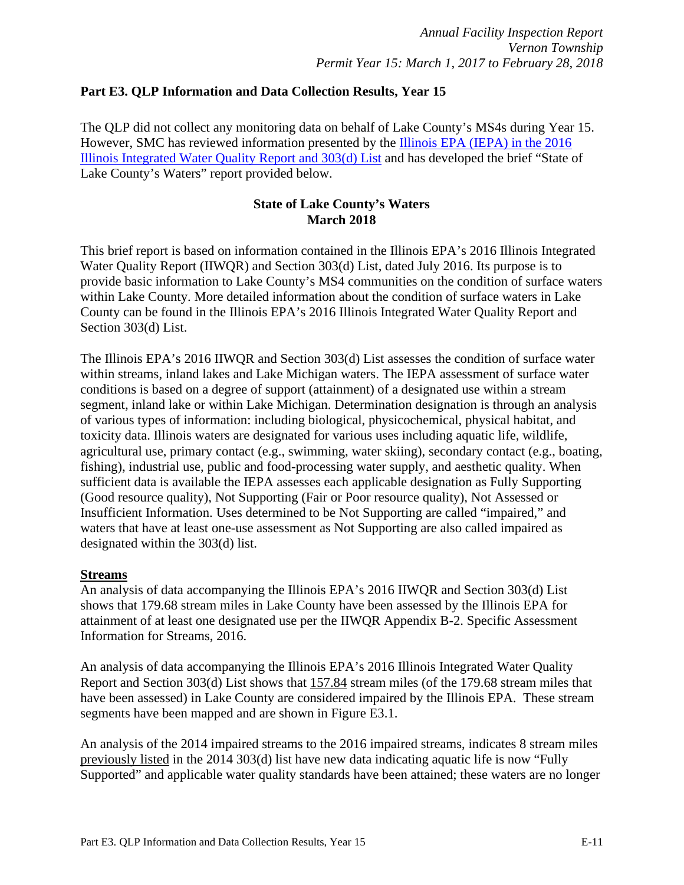## Part E3. QLP Information and Data Collection Results, Year 15

The QLP did not collect any monitoring data on behalf of Lake County's MS4s during Year 15. However, SMC has reviewed information presented by the Illinois EPA (IEPA) in the 2016 Illinois Integrated Water Quality Report and 303(d) List and has developed the brief "State of Lake County's Waters" report provided below.

### State of Lake County's Waters
### March 2018

This brief report is based on information contained in the Illinois EPA's 2016 Illinois Integrated Water Quality Report (IIWQR) and Section 303(d) List, dated July 2016. Its purpose is to provide basic information to Lake County's MS4 communities on the condition of surface waters within Lake County. More detailed information about the condition of surface waters in Lake County can be found in the Illinois EPA's 2016 Illinois Integrated Water Quality Report and Section 303(d) List.

The Illinois EPA's 2016 IIWQR and Section 303(d) List assesses the condition of surface water within streams, inland lakes and Lake Michigan waters. The IEPA assessment of surface water conditions is based on a degree of support (attainment) of a designated use within a stream segment, inland lake or within Lake Michigan. Determination designation is through an analysis of various types of information: including biological, physicochemical, physical habitat, and toxicity data. Illinois waters are designated for various uses including aquatic life, wildlife, agricultural use, primary contact (e.g., swimming, water skiing), secondary contact (e.g., boating, fishing), industrial use, public and food-processing water supply, and aesthetic quality. When sufficient data is available the IEPA assesses each applicable designation as Fully Supporting (Good resource quality), Not Supporting (Fair or Poor resource quality), Not Assessed or Insufficient Information. Uses determined to be Not Supporting are called "impaired," and waters that have at least one-use assessment as Not Supporting are also called impaired as designated within the 303(d) list.

**Streams**

An analysis of data accompanying the Illinois EPA's 2016 IIWQR and Section 303(d) List shows that 179.68 stream miles in Lake County have been assessed by the Illinois EPA for attainment of at least one designated use per the IIWQR Appendix B-2. Specific Assessment Information for Streams, 2016.

An analysis of data accompanying the Illinois EPA's 2016 Illinois Integrated Water Quality Report and Section 303(d) List shows that 157.84 stream miles (of the 179.68 stream miles that have been assessed) in Lake County are considered impaired by the Illinois EPA. These stream segments have been mapped and are shown in Figure E3.1.

An analysis of the 2014 impaired streams to the 2016 impaired streams, indicates 8 stream miles previously listed in the 2014 303(d) list have new data indicating aquatic life is now "Fully Supported" and applicable water quality standards have been attained; these waters are no longer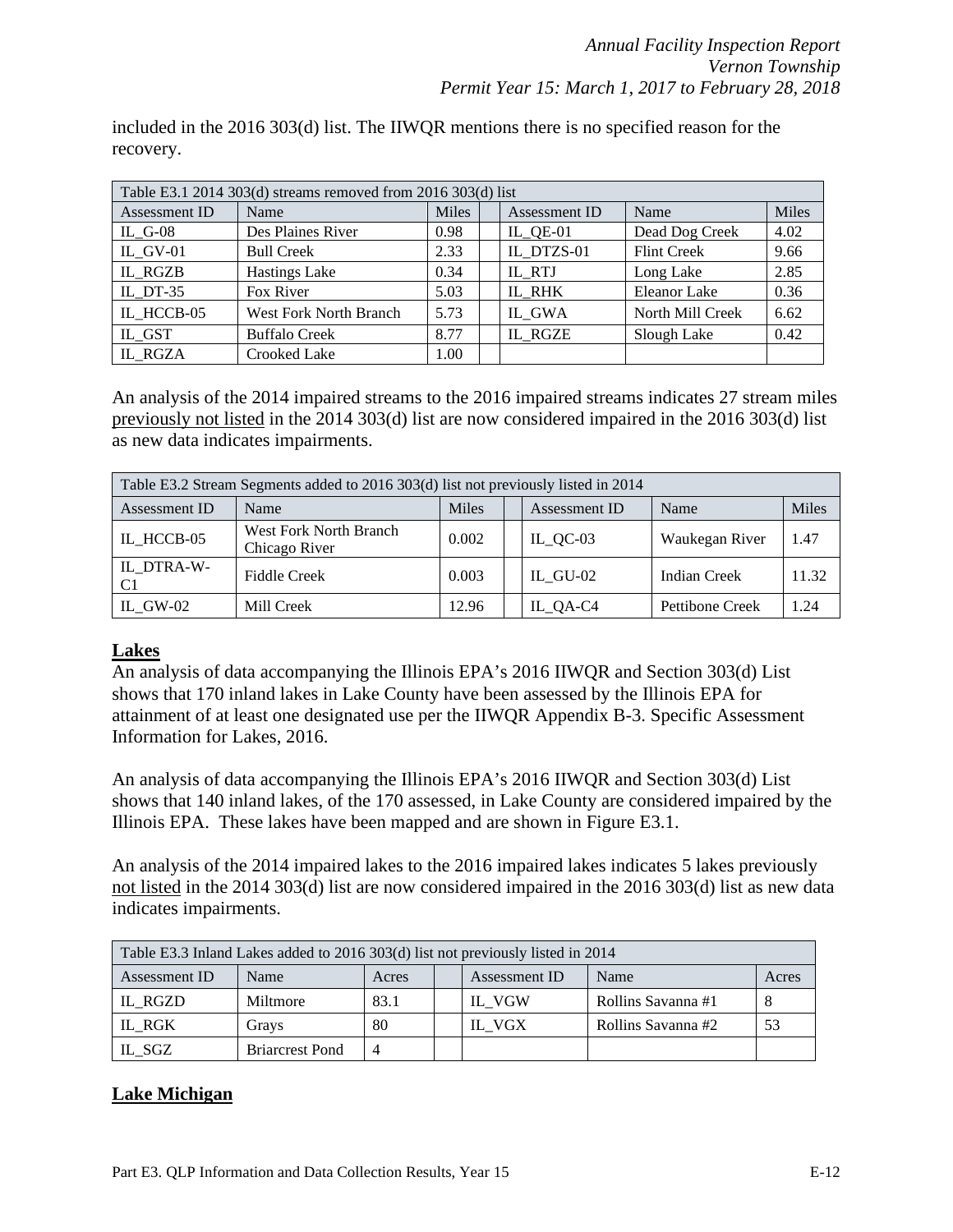included in the 2016 303(d) list. The IIWQR mentions there is no specified reason for the recovery.

| Table E3.1 2014 303(d) streams removed from 2016 303(d) list | | | | | | |
|---|---|---|---|---|---|---|
| Assessment ID | Name | Miles | | Assessment ID | Name | Miles |
| IL_G-08 | Des Plaines River | 0.98 | | IL_QE-01 | Dead Dog Creek | 4.02 |
| IL_GV-01 | Bull Creek | 2.33 | | IL_DTZS-01 | Flint Creek | 9.66 |
| IL_RGZB | Hastings Lake | 0.34 | | IL_RTJ | Long Lake | 2.85 |
| IL_DT-35 | Fox River | 5.03 | | IL_RHK | Eleanor Lake | 0.36 |
| IL_HCCB-05 | West Fork North Branch | 5.73 | | IL_GWA | North Mill Creek | 6.62 |
| IL_GST | Buffalo Creek | 8.77 | | IL_RGZE | Slough Lake | 0.42 |
| IL_RGZA | Crooked Lake | 1.00 | | | | |

An analysis of the 2014 impaired streams to the 2016 impaired streams indicates 27 stream miles previously not listed in the 2014 303(d) list are now considered impaired in the 2016 303(d) list as new data indicates impairments.

| Table E3.2 Stream Segments added to 2016 303(d) list not previously listed in 2014 | | | | | | |
|---|---|---|---|---|---|---|
| Assessment ID | Name | Miles | | Assessment ID | Name | Miles |
| IL_HCCB-05 | West Fork North Branch Chicago River | 0.002 | | IL_QC-03 | Waukegan River | 1.47 |
| IL_DTRA-W-C1 | Fiddle Creek | 0.003 | | IL_GU-02 | Indian Creek | 11.32 |
| IL_GW-02 | Mill Creek | 12.96 | | IL_QA-C4 | Pettibone Creek | 1.24 |

## Lakes

An analysis of data accompanying the Illinois EPA's 2016 IIWQR and Section 303(d) List shows that 170 inland lakes in Lake County have been assessed by the Illinois EPA for attainment of at least one designated use per the IIWQR Appendix B-3. Specific Assessment Information for Lakes, 2016.

An analysis of data accompanying the Illinois EPA's 2016 IIWQR and Section 303(d) List shows that 140 inland lakes, of the 170 assessed, in Lake County are considered impaired by the Illinois EPA. These lakes have been mapped and are shown in Figure E3.1.

An analysis of the 2014 impaired lakes to the 2016 impaired lakes indicates 5 lakes previously not listed in the 2014 303(d) list are now considered impaired in the 2016 303(d) list as new data indicates impairments.

| Table E3.3 Inland Lakes added to 2016 303(d) list not previously listed in 2014 | | | | | | |
|---|---|---|---|---|---|---|
| Assessment ID | Name | Acres | | Assessment ID | Name | Acres |
| IL_RGZD | Miltmore | 83.1 | | IL_VGW | Rollins Savanna #1 | 8 |
| IL_RGK | Grays | 80 | | IL_VGX | Rollins Savanna #2 | 53 |
| IL_SGZ | Briarcrest Pond | 4 | | | | |

## Lake Michigan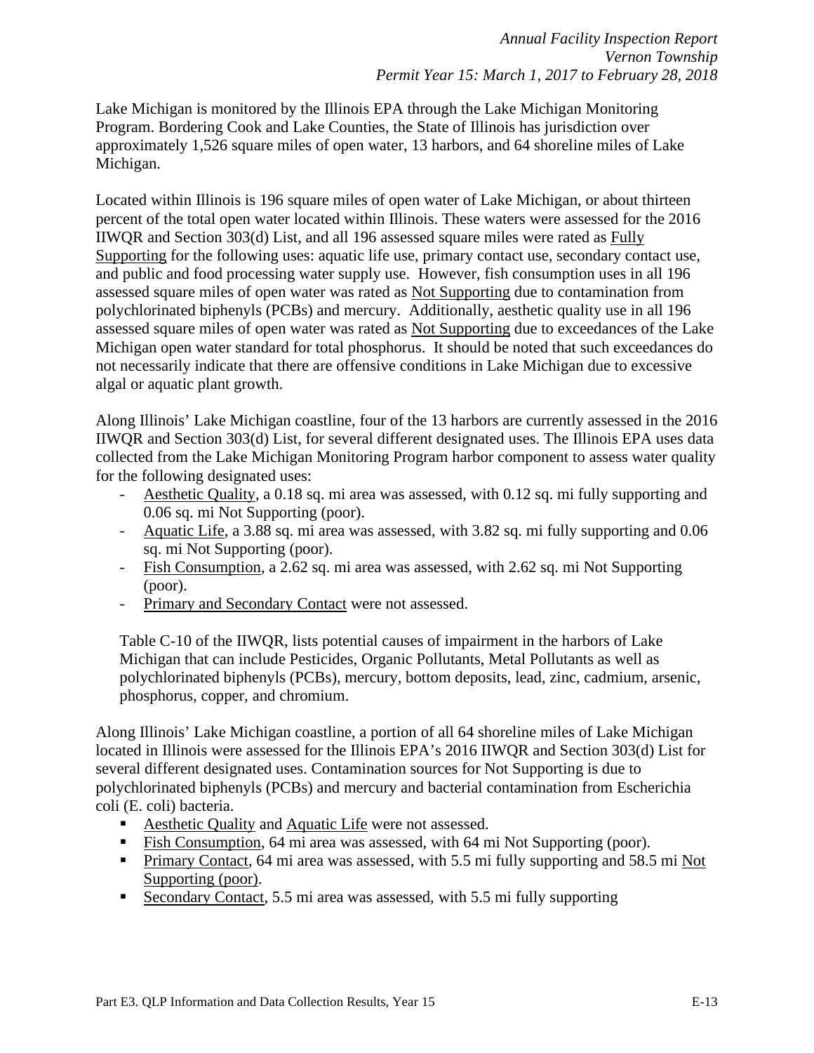Lake Michigan is monitored by the Illinois EPA through the Lake Michigan Monitoring Program. Bordering Cook and Lake Counties, the State of Illinois has jurisdiction over approximately 1,526 square miles of open water, 13 harbors, and 64 shoreline miles of Lake Michigan.

Located within Illinois is 196 square miles of open water of Lake Michigan, or about thirteen percent of the total open water located within Illinois. These waters were assessed for the 2016 IIWQR and Section 303(d) List, and all 196 assessed square miles were rated as <u>Fully Supporting</u> for the following uses: aquatic life use, primary contact use, secondary contact use, and public and food processing water supply use. However, fish consumption uses in all 196 assessed square miles of open water was rated as <u>Not Supporting</u> due to contamination from polychlorinated biphenyls (PCBs) and mercury. Additionally, aesthetic quality use in all 196 assessed square miles of open water was rated as <u>Not Supporting</u> due to exceedances of the Lake Michigan open water standard for total phosphorus. It should be noted that such exceedances do not necessarily indicate that there are offensive conditions in Lake Michigan due to excessive algal or aquatic plant growth.

Along Illinois' Lake Michigan coastline, four of the 13 harbors are currently assessed in the 2016 IIWQR and Section 303(d) List, for several different designated uses. The Illinois EPA uses data collected from the Lake Michigan Monitoring Program harbor component to assess water quality for the following designated uses:

- <u>Aesthetic Quality</u>, a 0.18 sq. mi area was assessed, with 0.12 sq. mi fully supporting and 0.06 sq. mi Not Supporting (poor).
- <u>Aquatic Life</u>, a 3.88 sq. mi area was assessed, with 3.82 sq. mi fully supporting and 0.06 sq. mi Not Supporting (poor).
- <u>Fish Consumption</u>, a 2.62 sq. mi area was assessed, with 2.62 sq. mi Not Supporting (poor).
- <u>Primary and Secondary Contact</u> were not assessed.

Table C-10 of the IIWQR, lists potential causes of impairment in the harbors of Lake Michigan that can include Pesticides, Organic Pollutants, Metal Pollutants as well as polychlorinated biphenyls (PCBs), mercury, bottom deposits, lead, zinc, cadmium, arsenic, phosphorus, copper, and chromium.

Along Illinois' Lake Michigan coastline, a portion of all 64 shoreline miles of Lake Michigan located in Illinois were assessed for the Illinois EPA's 2016 IIWQR and Section 303(d) List for several different designated uses. Contamination sources for Not Supporting is due to polychlorinated biphenyls (PCBs) and mercury and bacterial contamination from Escherichia coli (E. coli) bacteria.

- <u>Aesthetic Quality</u> and <u>Aquatic Life</u> were not assessed.
- <u>Fish Consumption</u>, 64 mi area was assessed, with 64 mi Not Supporting (poor).
- <u>Primary Contact</u>, 64 mi area was assessed, with 5.5 mi fully supporting and 58.5 mi <u>Not Supporting (poor)</u>.
- <u>Secondary Contact</u>, 5.5 mi area was assessed, with 5.5 mi fully supporting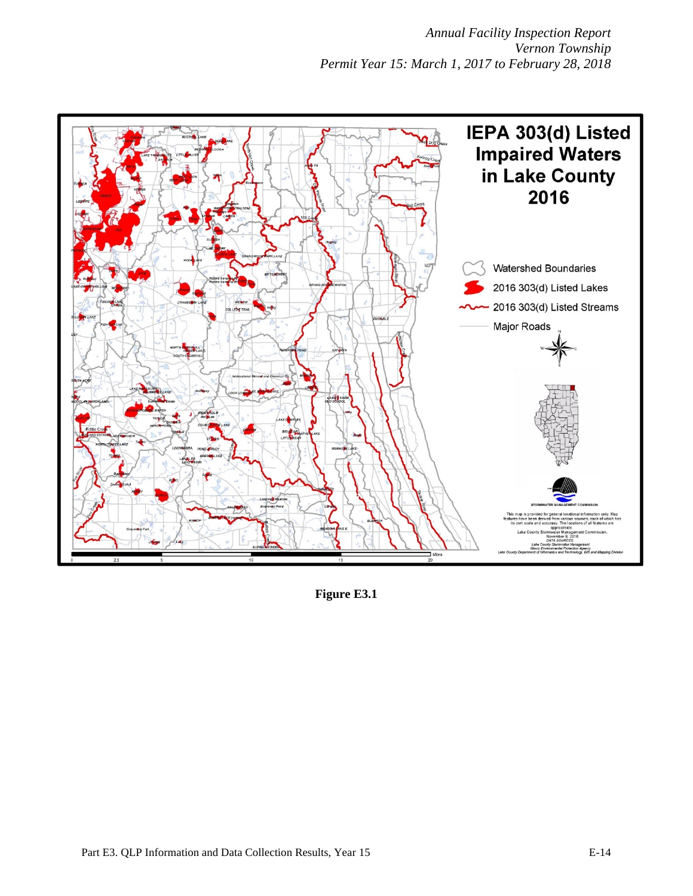**Figure E3.1**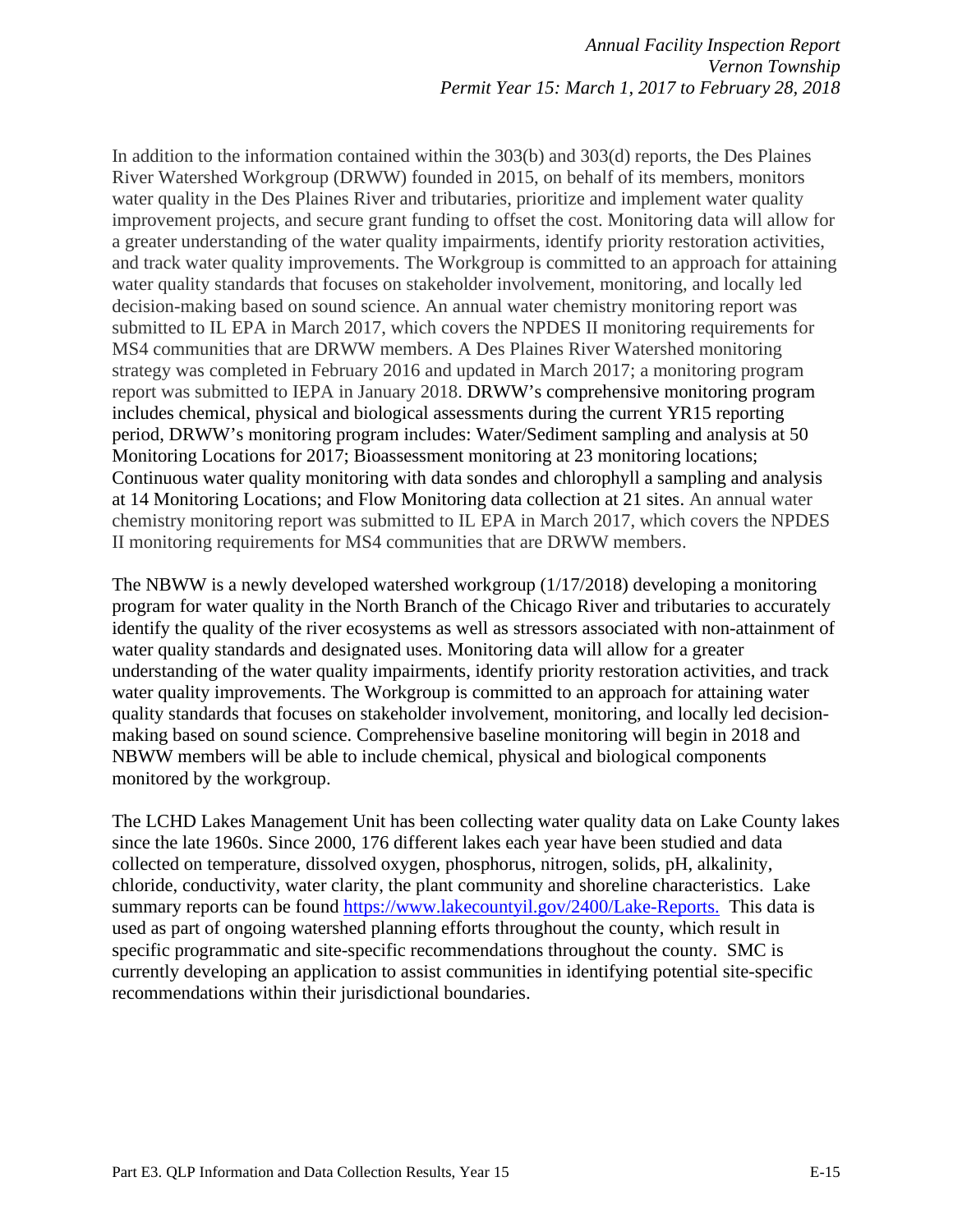In addition to the information contained within the 303(b) and 303(d) reports, the Des Plaines River Watershed Workgroup (DRWW) founded in 2015, on behalf of its members, monitors water quality in the Des Plaines River and tributaries, prioritize and implement water quality improvement projects, and secure grant funding to offset the cost. Monitoring data will allow for a greater understanding of the water quality impairments, identify priority restoration activities, and track water quality improvements. The Workgroup is committed to an approach for attaining water quality standards that focuses on stakeholder involvement, monitoring, and locally led decision-making based on sound science. An annual water chemistry monitoring report was submitted to IL EPA in March 2017, which covers the NPDES II monitoring requirements for MS4 communities that are DRWW members. A Des Plaines River Watershed monitoring strategy was completed in February 2016 and updated in March 2017; a monitoring program report was submitted to IEPA in January 2018. DRWW's comprehensive monitoring program includes chemical, physical and biological assessments during the current YR15 reporting period, DRWW's monitoring program includes: Water/Sediment sampling and analysis at 50 Monitoring Locations for 2017; Bioassessment monitoring at 23 monitoring locations; Continuous water quality monitoring with data sondes and chlorophyll a sampling and analysis at 14 Monitoring Locations; and Flow Monitoring data collection at 21 sites. An annual water chemistry monitoring report was submitted to IL EPA in March 2017, which covers the NPDES II monitoring requirements for MS4 communities that are DRWW members.

The NBWW is a newly developed watershed workgroup (1/17/2018) developing a monitoring program for water quality in the North Branch of the Chicago River and tributaries to accurately identify the quality of the river ecosystems as well as stressors associated with non-attainment of water quality standards and designated uses. Monitoring data will allow for a greater understanding of the water quality impairments, identify priority restoration activities, and track water quality improvements. The Workgroup is committed to an approach for attaining water quality standards that focuses on stakeholder involvement, monitoring, and locally led decision-making based on sound science. Comprehensive baseline monitoring will begin in 2018 and NBWW members will be able to include chemical, physical and biological components monitored by the workgroup.

The LCHD Lakes Management Unit has been collecting water quality data on Lake County lakes since the late 1960s. Since 2000, 176 different lakes each year have been studied and data collected on temperature, dissolved oxygen, phosphorus, nitrogen, solids, pH, alkalinity, chloride, conductivity, water clarity, the plant community and shoreline characteristics. Lake summary reports can be found [https://www.lakecountyil.gov/2400/Lake-Reports.](https://www.lakecountyil.gov/2400/Lake-Reports) This data is used as part of ongoing watershed planning efforts throughout the county, which result in specific programmatic and site-specific recommendations throughout the county. SMC is currently developing an application to assist communities in identifying potential site-specific recommendations within their jurisdictional boundaries.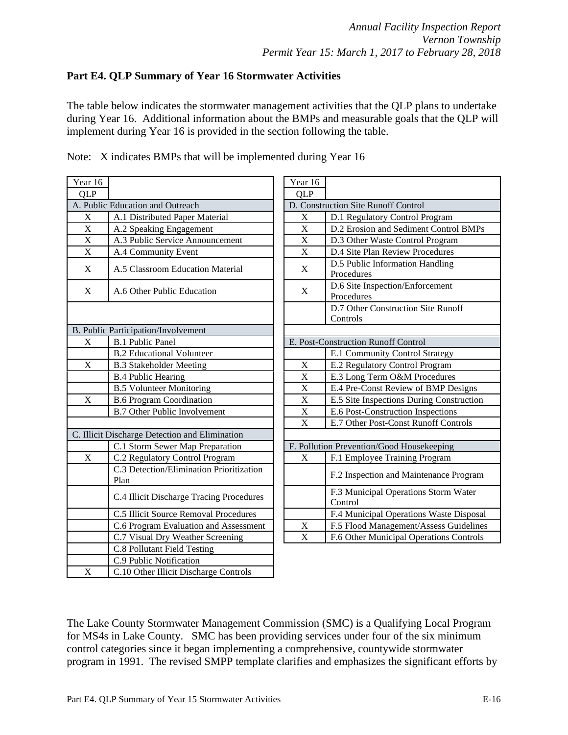## Part E4. QLP Summary of Year 16 Stormwater Activities

The table below indicates the stormwater management activities that the QLP plans to undertake during Year 16. Additional information about the BMPs and measurable goals that the QLP will implement during Year 16 is provided in the section following the table.

Note: X indicates BMPs that will be implemented during Year 16

| Year 16 QLP | |
|---|---|
| **A. Public Education and Outreach** | |
| X | A.1 Distributed Paper Material |
| X | A.2 Speaking Engagement |
| X | A.3 Public Service Announcement |
| X | A.4 Community Event |
| X | A.5 Classroom Education Material |
| X | A.6 Other Public Education |
| **B. Public Participation/Involvement** | |
| X | B.1 Public Panel |
| | B.2 Educational Volunteer |
| X | B.3 Stakeholder Meeting |
| | B.4 Public Hearing |
| | B.5 Volunteer Monitoring |
| X | B.6 Program Coordination |
| | B.7 Other Public Involvement |
| **C. Illicit Discharge Detection and Elimination** | |
| | C.1 Storm Sewer Map Preparation |
| X | C.2 Regulatory Control Program |
| | C.3 Detection/Elimination Prioritization Plan |
| | C.4 Illicit Discharge Tracing Procedures |
| | C.5 Illicit Source Removal Procedures |
| | C.6 Program Evaluation and Assessment |
| | C.7 Visual Dry Weather Screening |
| | C.8 Pollutant Field Testing |
| | C.9 Public Notification |
| X | C.10 Other Illicit Discharge Controls |

| Year 16 QLP | |
|---|---|
| **D. Construction Site Runoff Control** | |
| X | D.1 Regulatory Control Program |
| X | D.2 Erosion and Sediment Control BMPs |
| X | D.3 Other Waste Control Program |
| X | D.4 Site Plan Review Procedures |
| X | D.5 Public Information Handling Procedures |
| X | D.6 Site Inspection/Enforcement Procedures |
| | D.7 Other Construction Site Runoff Controls |
| **E. Post-Construction Runoff Control** | |
| | E.1 Community Control Strategy |
| X | E.2 Regulatory Control Program |
| X | E.3 Long Term O&M Procedures |
| X | E.4 Pre-Const Review of BMP Designs |
| X | E.5 Site Inspections During Construction |
| X | E.6 Post-Construction Inspections |
| X | E.7 Other Post-Const Runoff Controls |
| **F. Pollution Prevention/Good Housekeeping** | |
| X | F.1 Employee Training Program |
| | F.2 Inspection and Maintenance Program |
| | F.3 Municipal Operations Storm Water Control |
| | F.4 Municipal Operations Waste Disposal |
| X | F.5 Flood Management/Assess Guidelines |
| X | F.6 Other Municipal Operations Controls |

The Lake County Stormwater Management Commission (SMC) is a Qualifying Local Program for MS4s in Lake County. SMC has been providing services under four of the six minimum control categories since it began implementing a comprehensive, countywide stormwater program in 1991. The revised SMPP template clarifies and emphasizes the significant efforts by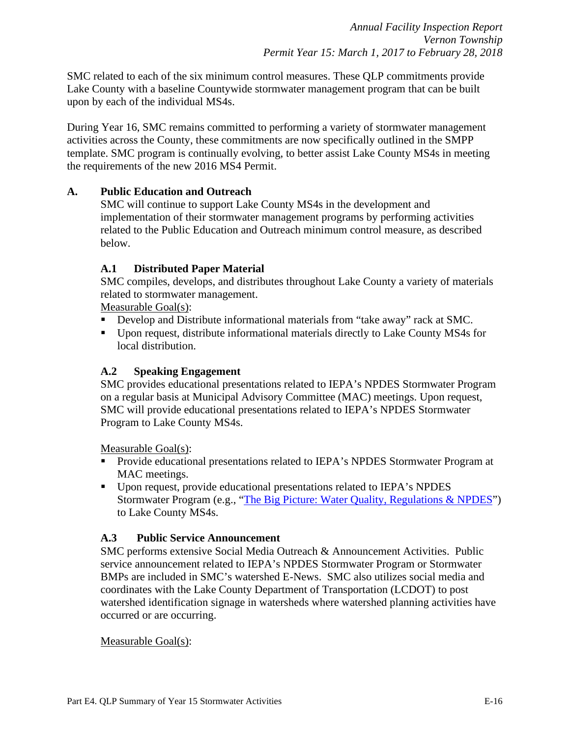SMC related to each of the six minimum control measures. These QLP commitments provide Lake County with a baseline Countywide stormwater management program that can be built upon by each of the individual MS4s.

During Year 16, SMC remains committed to performing a variety of stormwater management activities across the County, these commitments are now specifically outlined in the SMPP template. SMC program is continually evolving, to better assist Lake County MS4s in meeting the requirements of the new 2016 MS4 Permit.

## A. Public Education and Outreach

SMC will continue to support Lake County MS4s in the development and implementation of their stormwater management programs by performing activities related to the Public Education and Outreach minimum control measure, as described below.

### A.1 Distributed Paper Material

SMC compiles, develops, and distributes throughout Lake County a variety of materials related to stormwater management.

Measurable Goal(s):

- Develop and Distribute informational materials from "take away" rack at SMC.
- Upon request, distribute informational materials directly to Lake County MS4s for local distribution.

### A.2 Speaking Engagement

SMC provides educational presentations related to IEPA's NPDES Stormwater Program on a regular basis at Municipal Advisory Committee (MAC) meetings. Upon request, SMC will provide educational presentations related to IEPA's NPDES Stormwater Program to Lake County MS4s.

Measurable Goal(s):

- Provide educational presentations related to IEPA's NPDES Stormwater Program at MAC meetings.
- Upon request, provide educational presentations related to IEPA's NPDES Stormwater Program (e.g., "The Big Picture: Water Quality, Regulations & NPDES") to Lake County MS4s.

### A.3 Public Service Announcement

SMC performs extensive Social Media Outreach & Announcement Activities. Public service announcement related to IEPA's NPDES Stormwater Program or Stormwater BMPs are included in SMC's watershed E-News. SMC also utilizes social media and coordinates with the Lake County Department of Transportation (LCDOT) to post watershed identification signage in watersheds where watershed planning activities have occurred or are occurring.

Measurable Goal(s):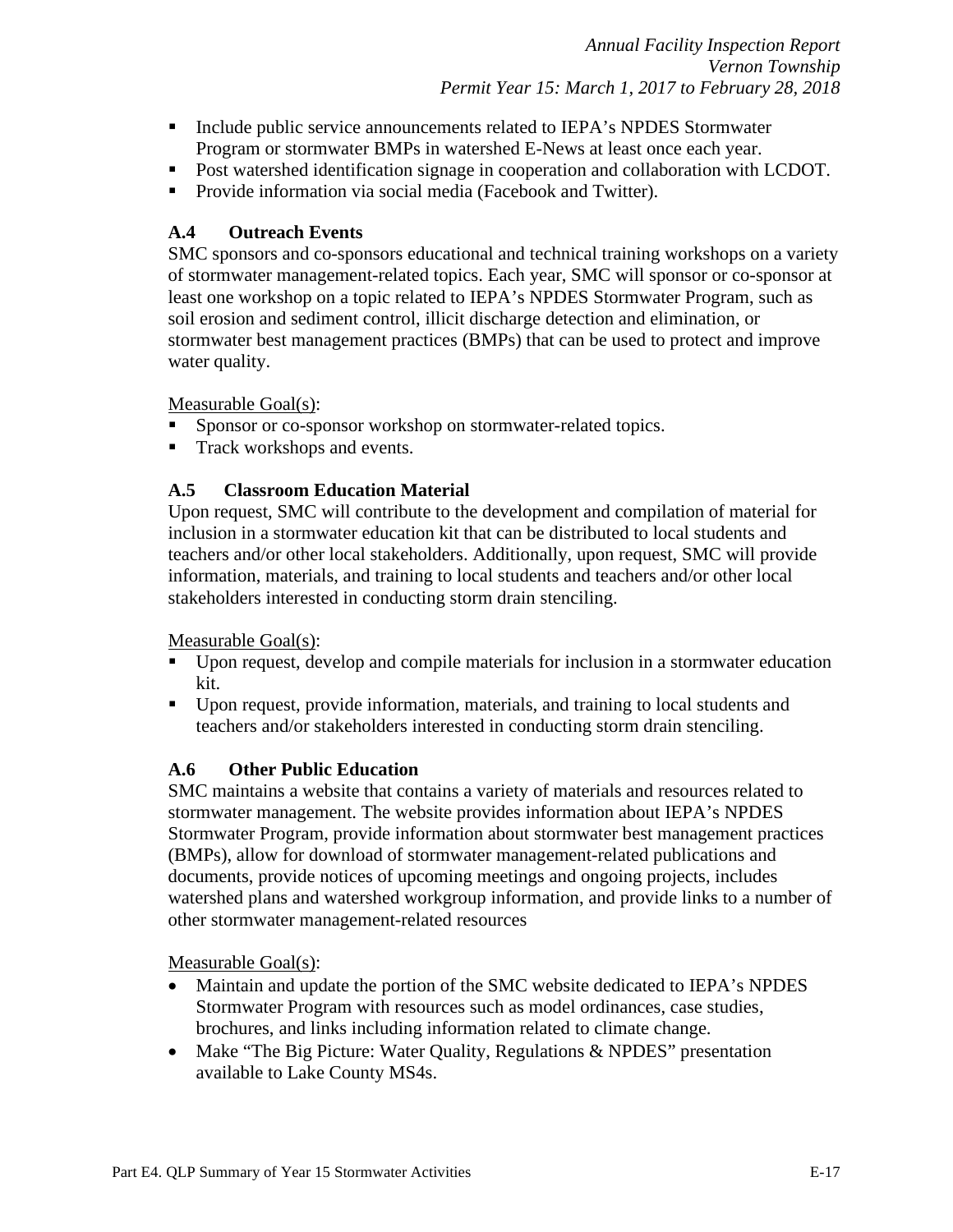- Include public service announcements related to IEPA's NPDES Stormwater Program or stormwater BMPs in watershed E-News at least once each year.
- Post watershed identification signage in cooperation and collaboration with LCDOT.
- Provide information via social media (Facebook and Twitter).

### A.4 Outreach Events

SMC sponsors and co-sponsors educational and technical training workshops on a variety of stormwater management-related topics. Each year, SMC will sponsor or co-sponsor at least one workshop on a topic related to IEPA's NPDES Stormwater Program, such as soil erosion and sediment control, illicit discharge detection and elimination, or stormwater best management practices (BMPs) that can be used to protect and improve water quality.

Measurable Goal(s):

- Sponsor or co-sponsor workshop on stormwater-related topics.
- Track workshops and events.

### A.5 Classroom Education Material

Upon request, SMC will contribute to the development and compilation of material for inclusion in a stormwater education kit that can be distributed to local students and teachers and/or other local stakeholders. Additionally, upon request, SMC will provide information, materials, and training to local students and teachers and/or other local stakeholders interested in conducting storm drain stenciling.

Measurable Goal(s):

- Upon request, develop and compile materials for inclusion in a stormwater education kit.
- Upon request, provide information, materials, and training to local students and teachers and/or stakeholders interested in conducting storm drain stenciling.

### A.6 Other Public Education

SMC maintains a website that contains a variety of materials and resources related to stormwater management. The website provides information about IEPA's NPDES Stormwater Program, provide information about stormwater best management practices (BMPs), allow for download of stormwater management-related publications and documents, provide notices of upcoming meetings and ongoing projects, includes watershed plans and watershed workgroup information, and provide links to a number of other stormwater management-related resources

Measurable Goal(s):

- Maintain and update the portion of the SMC website dedicated to IEPA's NPDES Stormwater Program with resources such as model ordinances, case studies, brochures, and links including information related to climate change.
- Make "The Big Picture: Water Quality, Regulations & NPDES" presentation available to Lake County MS4s.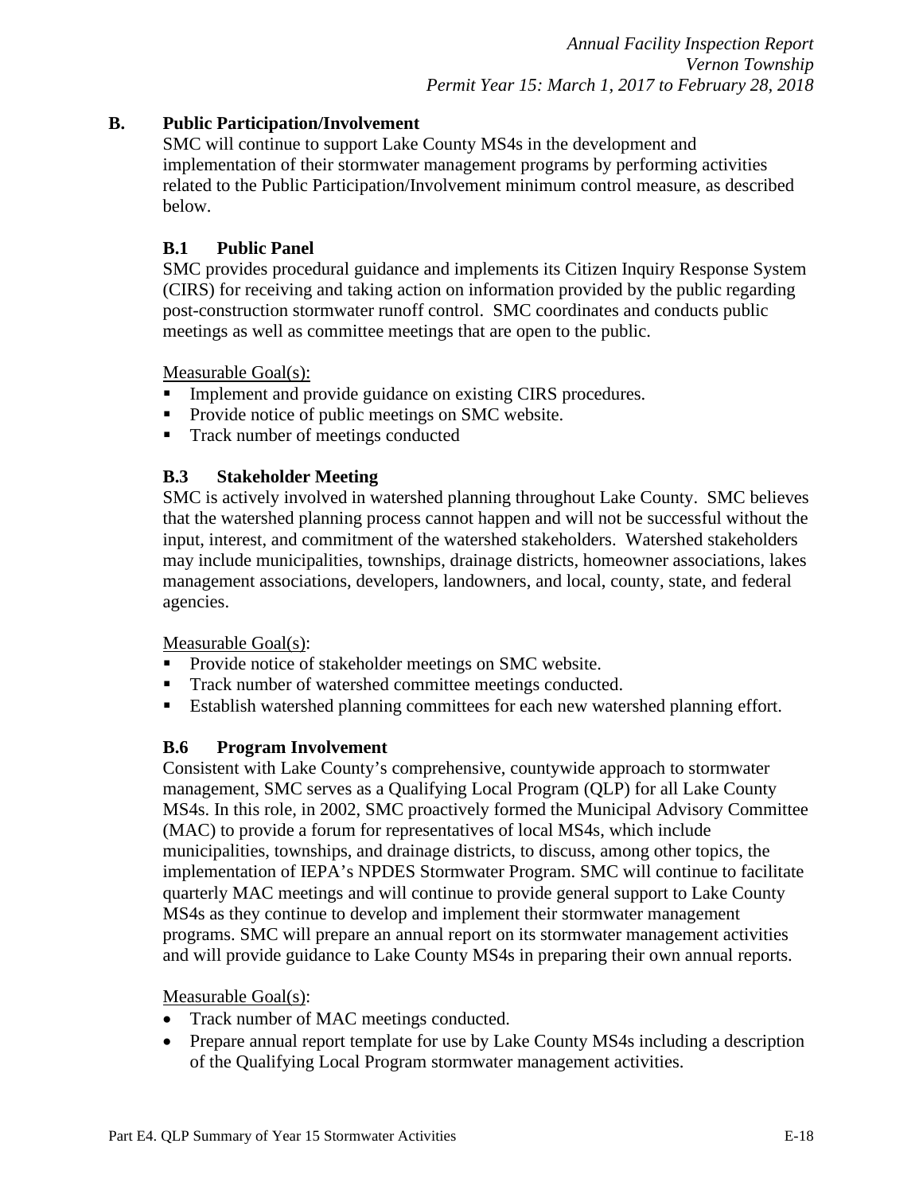## B. Public Participation/Involvement

SMC will continue to support Lake County MS4s in the development and implementation of their stormwater management programs by performing activities related to the Public Participation/Involvement minimum control measure, as described below.

### B.1 Public Panel

SMC provides procedural guidance and implements its Citizen Inquiry Response System (CIRS) for receiving and taking action on information provided by the public regarding post-construction stormwater runoff control. SMC coordinates and conducts public meetings as well as committee meetings that are open to the public.

Measurable Goal(s):

- Implement and provide guidance on existing CIRS procedures.
- Provide notice of public meetings on SMC website.
- Track number of meetings conducted

### B.3 Stakeholder Meeting

SMC is actively involved in watershed planning throughout Lake County. SMC believes that the watershed planning process cannot happen and will not be successful without the input, interest, and commitment of the watershed stakeholders. Watershed stakeholders may include municipalities, townships, drainage districts, homeowner associations, lakes management associations, developers, landowners, and local, county, state, and federal agencies.

Measurable Goal(s):

- Provide notice of stakeholder meetings on SMC website.
- Track number of watershed committee meetings conducted.
- Establish watershed planning committees for each new watershed planning effort.

### B.6 Program Involvement

Consistent with Lake County's comprehensive, countywide approach to stormwater management, SMC serves as a Qualifying Local Program (QLP) for all Lake County MS4s. In this role, in 2002, SMC proactively formed the Municipal Advisory Committee (MAC) to provide a forum for representatives of local MS4s, which include municipalities, townships, and drainage districts, to discuss, among other topics, the implementation of IEPA's NPDES Stormwater Program. SMC will continue to facilitate quarterly MAC meetings and will continue to provide general support to Lake County MS4s as they continue to develop and implement their stormwater management programs. SMC will prepare an annual report on its stormwater management activities and will provide guidance to Lake County MS4s in preparing their own annual reports.

Measurable Goal(s):

- Track number of MAC meetings conducted.
- Prepare annual report template for use by Lake County MS4s including a description of the Qualifying Local Program stormwater management activities.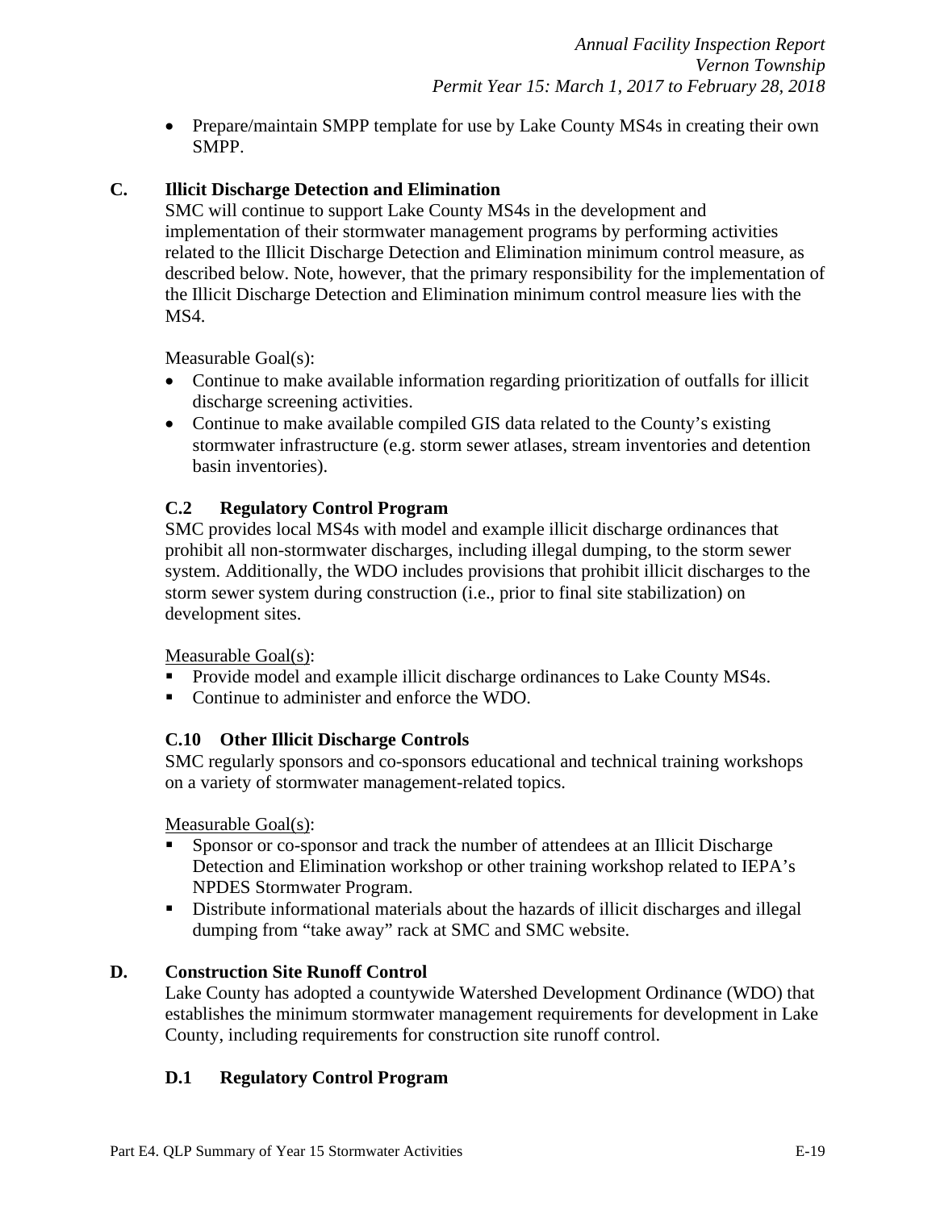- Prepare/maintain SMPP template for use by Lake County MS4s in creating their own SMPP.

## C. Illicit Discharge Detection and Elimination

SMC will continue to support Lake County MS4s in the development and implementation of their stormwater management programs by performing activities related to the Illicit Discharge Detection and Elimination minimum control measure, as described below. Note, however, that the primary responsibility for the implementation of the Illicit Discharge Detection and Elimination minimum control measure lies with the MS4.

Measurable Goal(s):

- Continue to make available information regarding prioritization of outfalls for illicit discharge screening activities.
- Continue to make available compiled GIS data related to the County's existing stormwater infrastructure (e.g. storm sewer atlases, stream inventories and detention basin inventories).

### C.2 Regulatory Control Program

SMC provides local MS4s with model and example illicit discharge ordinances that prohibit all non-stormwater discharges, including illegal dumping, to the storm sewer system. Additionally, the WDO includes provisions that prohibit illicit discharges to the storm sewer system during construction (i.e., prior to final site stabilization) on development sites.

Measurable Goal(s):

- Provide model and example illicit discharge ordinances to Lake County MS4s.
- Continue to administer and enforce the WDO.

### C.10 Other Illicit Discharge Controls

SMC regularly sponsors and co-sponsors educational and technical training workshops on a variety of stormwater management-related topics.

Measurable Goal(s):

- Sponsor or co-sponsor and track the number of attendees at an Illicit Discharge Detection and Elimination workshop or other training workshop related to IEPA's NPDES Stormwater Program.
- Distribute informational materials about the hazards of illicit discharges and illegal dumping from "take away" rack at SMC and SMC website.

## D. Construction Site Runoff Control

Lake County has adopted a countywide Watershed Development Ordinance (WDO) that establishes the minimum stormwater management requirements for development in Lake County, including requirements for construction site runoff control.

### D.1 Regulatory Control Program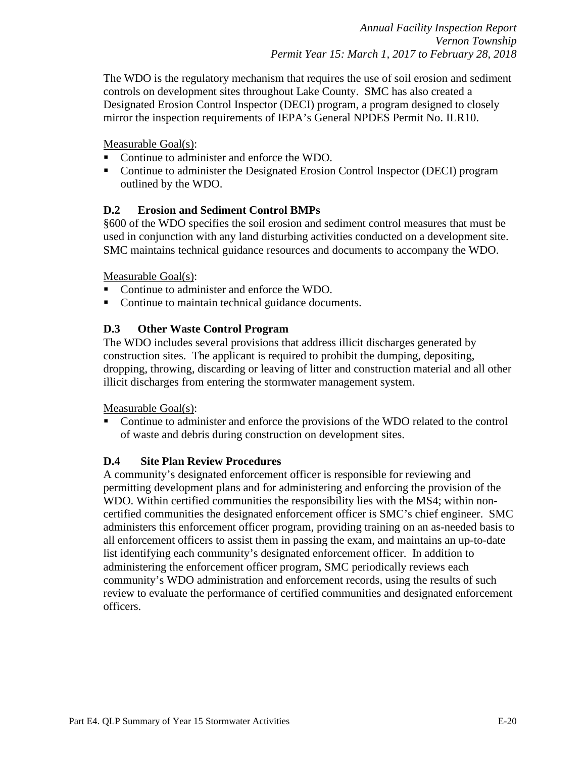The WDO is the regulatory mechanism that requires the use of soil erosion and sediment controls on development sites throughout Lake County. SMC has also created a Designated Erosion Control Inspector (DECI) program, a program designed to closely mirror the inspection requirements of IEPA's General NPDES Permit No. ILR10.

Measurable Goal(s):

- Continue to administer and enforce the WDO.
- Continue to administer the Designated Erosion Control Inspector (DECI) program outlined by the WDO.

### D.2 Erosion and Sediment Control BMPs

§600 of the WDO specifies the soil erosion and sediment control measures that must be used in conjunction with any land disturbing activities conducted on a development site. SMC maintains technical guidance resources and documents to accompany the WDO.

Measurable Goal(s):

- Continue to administer and enforce the WDO.
- Continue to maintain technical guidance documents.

### D.3 Other Waste Control Program

The WDO includes several provisions that address illicit discharges generated by construction sites. The applicant is required to prohibit the dumping, depositing, dropping, throwing, discarding or leaving of litter and construction material and all other illicit discharges from entering the stormwater management system.

Measurable Goal(s):

- Continue to administer and enforce the provisions of the WDO related to the control of waste and debris during construction on development sites.

### D.4 Site Plan Review Procedures

A community's designated enforcement officer is responsible for reviewing and permitting development plans and for administering and enforcing the provision of the WDO. Within certified communities the responsibility lies with the MS4; within non-certified communities the designated enforcement officer is SMC's chief engineer. SMC administers this enforcement officer program, providing training on an as-needed basis to all enforcement officers to assist them in passing the exam, and maintains an up-to-date list identifying each community's designated enforcement officer. In addition to administering the enforcement officer program, SMC periodically reviews each community's WDO administration and enforcement records, using the results of such review to evaluate the performance of certified communities and designated enforcement officers.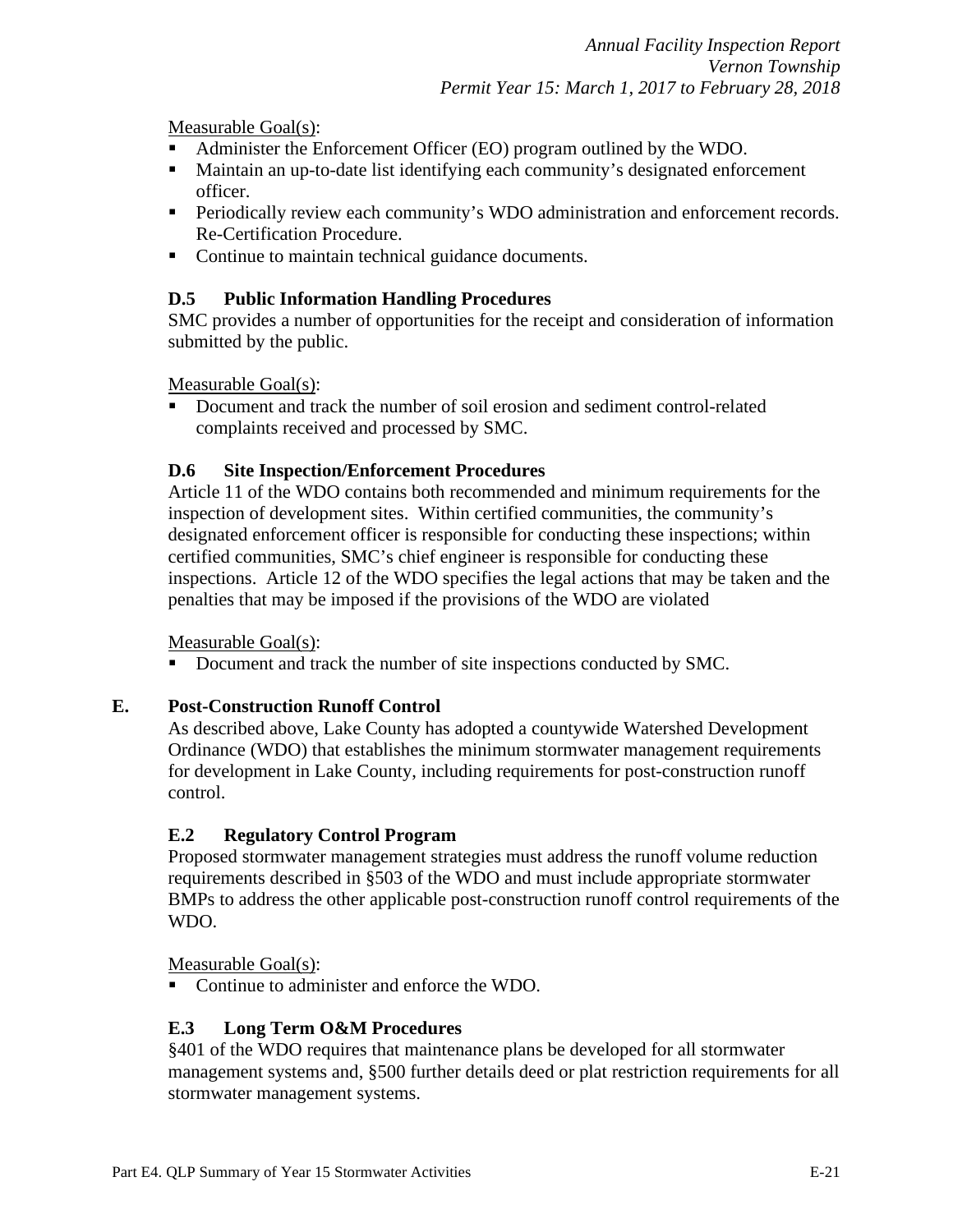Measurable Goal(s):

- Administer the Enforcement Officer (EO) program outlined by the WDO.
- Maintain an up-to-date list identifying each community's designated enforcement officer.
- Periodically review each community's WDO administration and enforcement records. Re-Certification Procedure.
- Continue to maintain technical guidance documents.

### D.5 Public Information Handling Procedures

SMC provides a number of opportunities for the receipt and consideration of information submitted by the public.

Measurable Goal(s):

- Document and track the number of soil erosion and sediment control-related complaints received and processed by SMC.

### D.6 Site Inspection/Enforcement Procedures

Article 11 of the WDO contains both recommended and minimum requirements for the inspection of development sites. Within certified communities, the community's designated enforcement officer is responsible for conducting these inspections; within certified communities, SMC's chief engineer is responsible for conducting these inspections. Article 12 of the WDO specifies the legal actions that may be taken and the penalties that may be imposed if the provisions of the WDO are violated

Measurable Goal(s):

- Document and track the number of site inspections conducted by SMC.

## E. Post-Construction Runoff Control

As described above, Lake County has adopted a countywide Watershed Development Ordinance (WDO) that establishes the minimum stormwater management requirements for development in Lake County, including requirements for post-construction runoff control.

### E.2 Regulatory Control Program

Proposed stormwater management strategies must address the runoff volume reduction requirements described in §503 of the WDO and must include appropriate stormwater BMPs to address the other applicable post-construction runoff control requirements of the WDO.

Measurable Goal(s):

- Continue to administer and enforce the WDO.

### E.3 Long Term O&M Procedures

§401 of the WDO requires that maintenance plans be developed for all stormwater management systems and, §500 further details deed or plat restriction requirements for all stormwater management systems.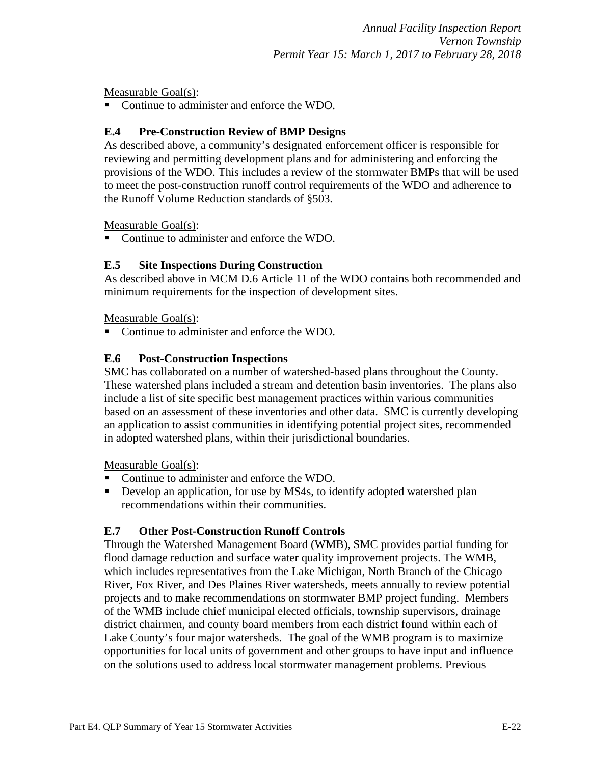Measurable Goal(s):

- Continue to administer and enforce the WDO.

### E.4 Pre-Construction Review of BMP Designs

As described above, a community's designated enforcement officer is responsible for reviewing and permitting development plans and for administering and enforcing the provisions of the WDO. This includes a review of the stormwater BMPs that will be used to meet the post-construction runoff control requirements of the WDO and adherence to the Runoff Volume Reduction standards of §503.

Measurable Goal(s):

- Continue to administer and enforce the WDO.

### E.5 Site Inspections During Construction

As described above in MCM D.6 Article 11 of the WDO contains both recommended and minimum requirements for the inspection of development sites.

Measurable Goal(s):

- Continue to administer and enforce the WDO.

### E.6 Post-Construction Inspections

SMC has collaborated on a number of watershed-based plans throughout the County. These watershed plans included a stream and detention basin inventories. The plans also include a list of site specific best management practices within various communities based on an assessment of these inventories and other data. SMC is currently developing an application to assist communities in identifying potential project sites, recommended in adopted watershed plans, within their jurisdictional boundaries.

Measurable Goal(s):

- Continue to administer and enforce the WDO.
- Develop an application, for use by MS4s, to identify adopted watershed plan recommendations within their communities.

### E.7 Other Post-Construction Runoff Controls

Through the Watershed Management Board (WMB), SMC provides partial funding for flood damage reduction and surface water quality improvement projects. The WMB, which includes representatives from the Lake Michigan, North Branch of the Chicago River, Fox River, and Des Plaines River watersheds, meets annually to review potential projects and to make recommendations on stormwater BMP project funding. Members of the WMB include chief municipal elected officials, township supervisors, drainage district chairmen, and county board members from each district found within each of Lake County's four major watersheds. The goal of the WMB program is to maximize opportunities for local units of government and other groups to have input and influence on the solutions used to address local stormwater management problems. Previous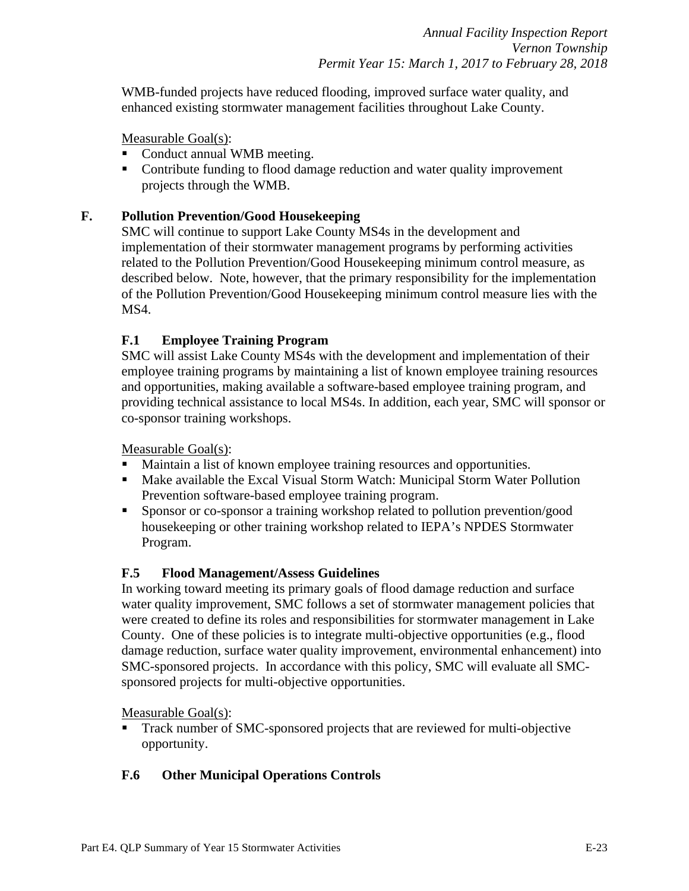WMB-funded projects have reduced flooding, improved surface water quality, and enhanced existing stormwater management facilities throughout Lake County.

Measurable Goal(s):

- Conduct annual WMB meeting.
- Contribute funding to flood damage reduction and water quality improvement projects through the WMB.

## F. Pollution Prevention/Good Housekeeping

SMC will continue to support Lake County MS4s in the development and implementation of their stormwater management programs by performing activities related to the Pollution Prevention/Good Housekeeping minimum control measure, as described below. Note, however, that the primary responsibility for the implementation of the Pollution Prevention/Good Housekeeping minimum control measure lies with the MS4.

### F.1 Employee Training Program

SMC will assist Lake County MS4s with the development and implementation of their employee training programs by maintaining a list of known employee training resources and opportunities, making available a software-based employee training program, and providing technical assistance to local MS4s. In addition, each year, SMC will sponsor or co-sponsor training workshops.

Measurable Goal(s):

- Maintain a list of known employee training resources and opportunities.
- Make available the Excal Visual Storm Watch: Municipal Storm Water Pollution Prevention software-based employee training program.
- Sponsor or co-sponsor a training workshop related to pollution prevention/good housekeeping or other training workshop related to IEPA's NPDES Stormwater Program.

### F.5 Flood Management/Assess Guidelines

In working toward meeting its primary goals of flood damage reduction and surface water quality improvement, SMC follows a set of stormwater management policies that were created to define its roles and responsibilities for stormwater management in Lake County. One of these policies is to integrate multi-objective opportunities (e.g., flood damage reduction, surface water quality improvement, environmental enhancement) into SMC-sponsored projects. In accordance with this policy, SMC will evaluate all SMC-sponsored projects for multi-objective opportunities.

Measurable Goal(s):

- Track number of SMC-sponsored projects that are reviewed for multi-objective opportunity.

### F.6 Other Municipal Operations Controls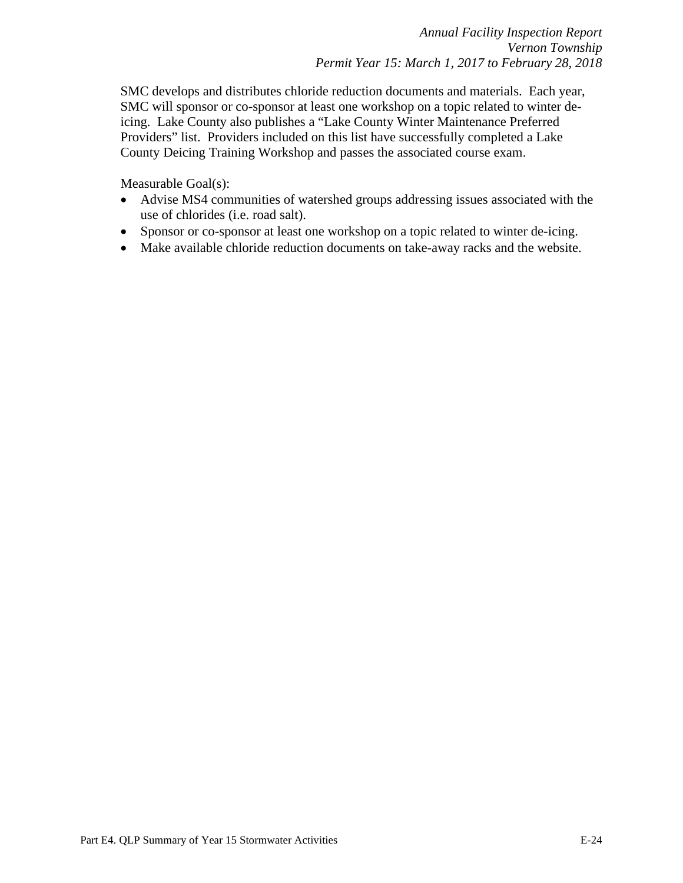SMC develops and distributes chloride reduction documents and materials. Each year, SMC will sponsor or co-sponsor at least one workshop on a topic related to winter de-icing. Lake County also publishes a "Lake County Winter Maintenance Preferred Providers" list. Providers included on this list have successfully completed a Lake County Deicing Training Workshop and passes the associated course exam.

Measurable Goal(s):

- Advise MS4 communities of watershed groups addressing issues associated with the use of chlorides (i.e. road salt).
- Sponsor or co-sponsor at least one workshop on a topic related to winter de-icing.
- Make available chloride reduction documents on take-away racks and the website.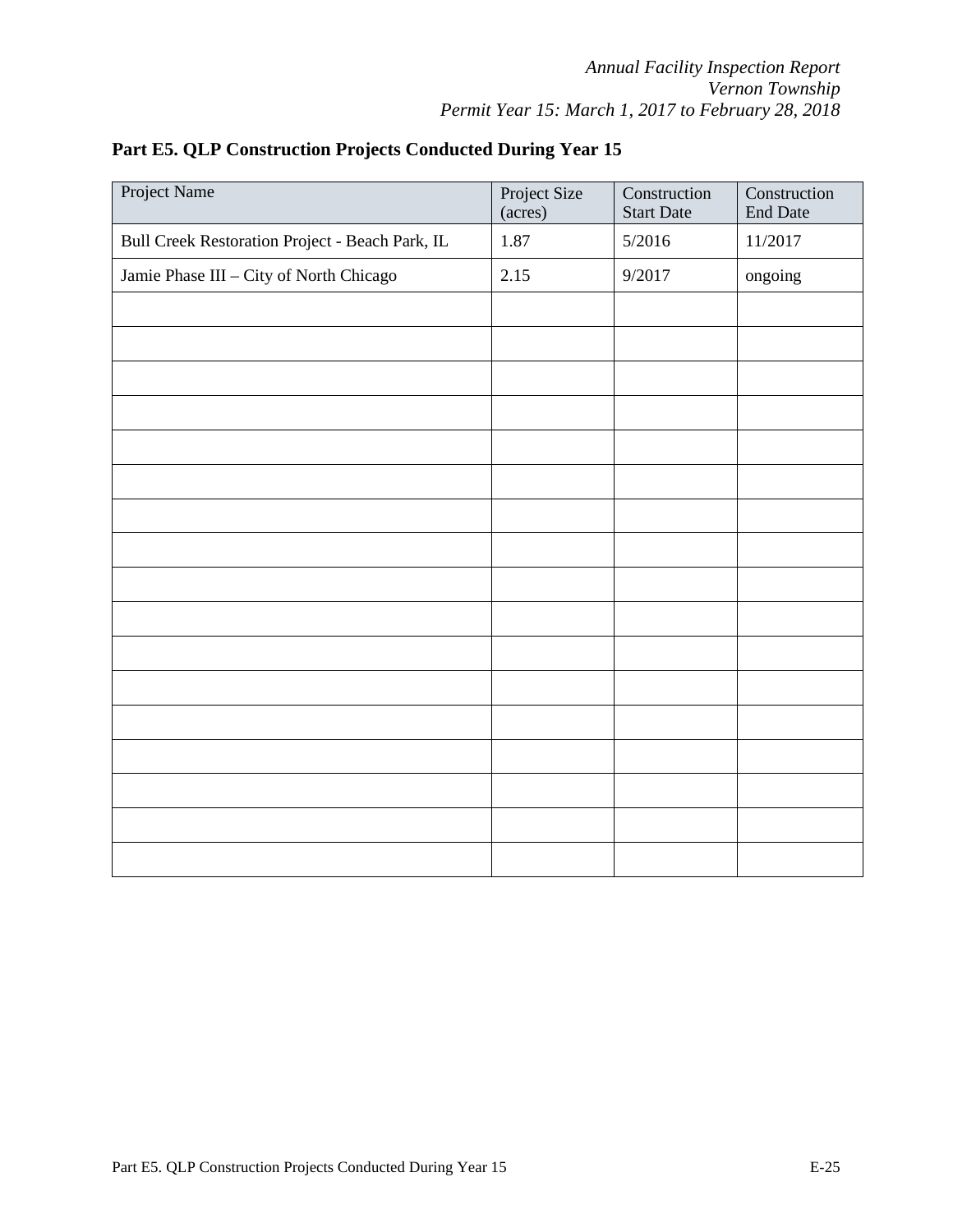## Part E5. QLP Construction Projects Conducted During Year 15

| Project Name | Project Size (acres) | Construction Start Date | Construction End Date |
|---|---|---|---|
| Bull Creek Restoration Project - Beach Park, IL | 1.87 | 5/2016 | 11/2017 |
| Jamie Phase III – City of North Chicago | 2.15 | 9/2017 | ongoing |
| | | | |
| | | | |
| | | | |
| | | | |
| | | | |
| | | | |
| | | | |
| | | | |
| | | | |
| | | | |
| | | | |
| | | | |
| | | | |
| | | | |
| | | | |
| | | | |
| | | | |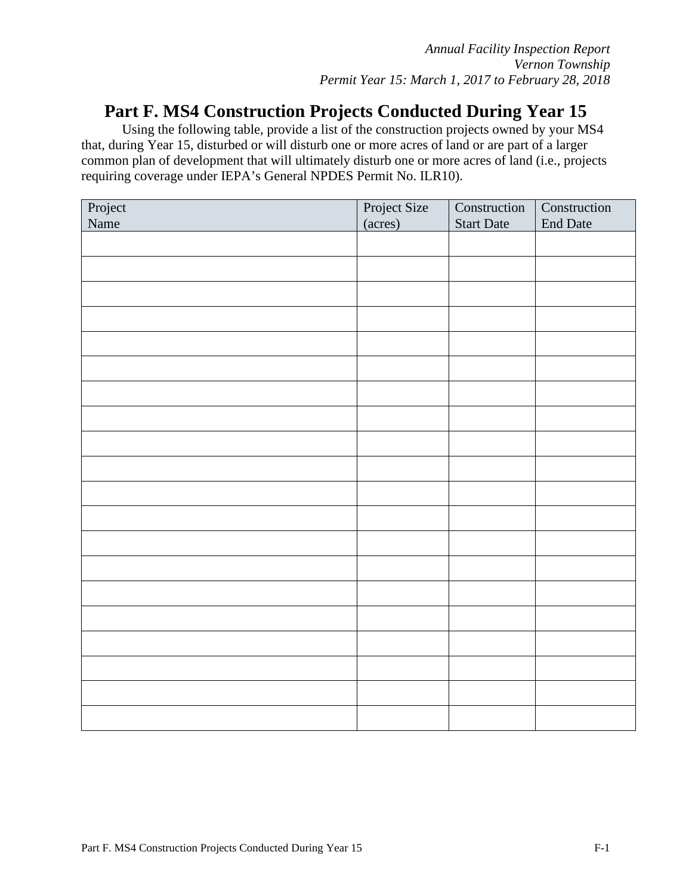# Part F. MS4 Construction Projects Conducted During Year 15

Using the following table, provide a list of the construction projects owned by your MS4 that, during Year 15, disturbed or will disturb one or more acres of land or are part of a larger common plan of development that will ultimately disturb one or more acres of land (i.e., projects requiring coverage under IEPA's General NPDES Permit No. ILR10).

| Project Name | Project Size (acres) | Construction Start Date | Construction End Date |
|---|---|---|---|
| | | | |
| | | | |
| | | | |
| | | | |
| | | | |
| | | | |
| | | | |
| | | | |
| | | | |
| | | | |
| | | | |
| | | | |
| | | | |
| | | | |
| | | | |
| | | | |
| | | | |
| | | | |
| | | | |
| | | | |